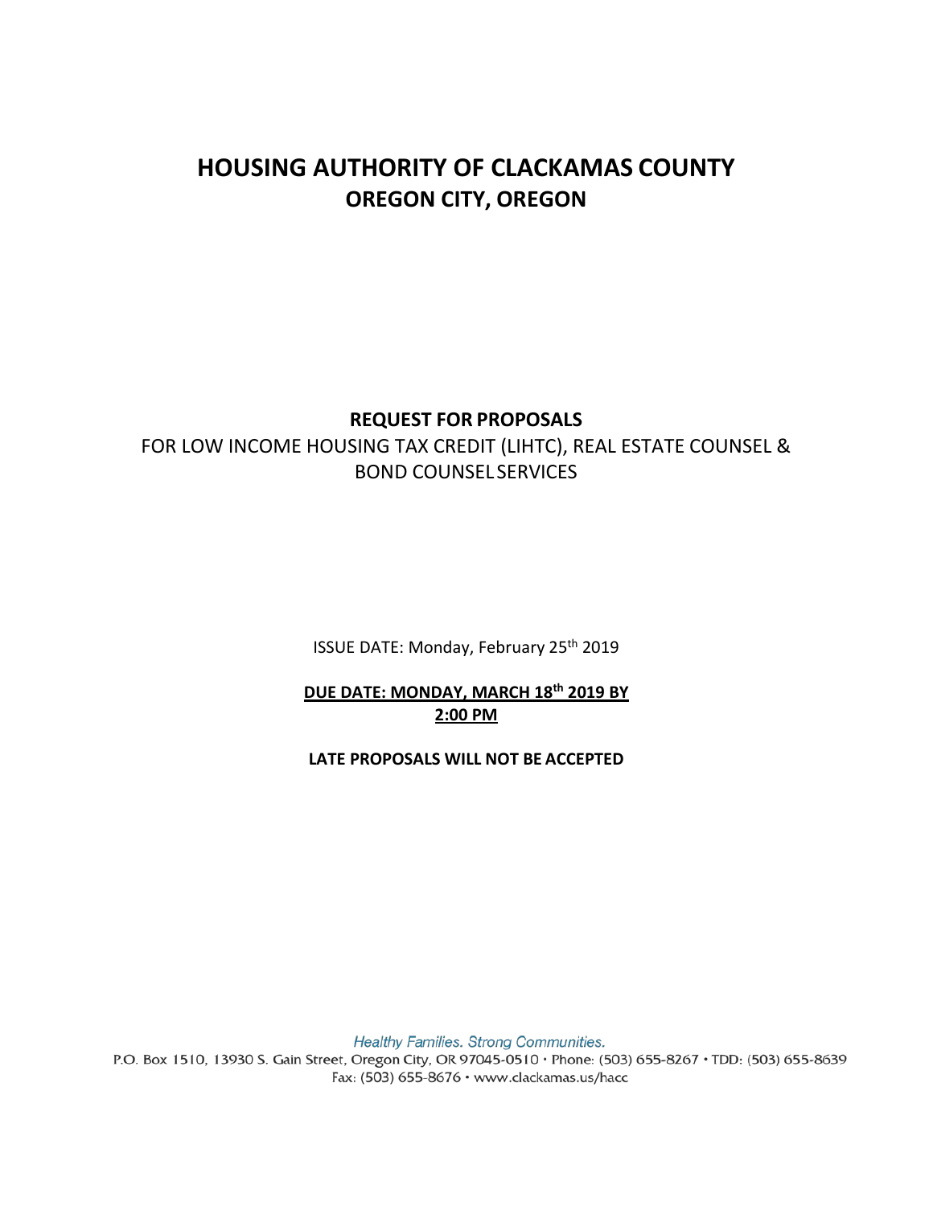# HOUSING AUTHORITY OF CLACKAMAS COUNTY
## OREGON CITY, OREGON

**REQUEST FOR PROPOSALS**

FOR LOW INCOME HOUSING TAX CREDIT (LIHTC), REAL ESTATE COUNSEL & BOND COUNSEL SERVICES

ISSUE DATE: Monday, February 25th 2019

**DUE DATE: MONDAY, MARCH 18th 2019 BY 2:00 PM**

**LATE PROPOSALS WILL NOT BE ACCEPTED**

*Healthy Families. Strong Communities.*

P.O. Box 1510, 13930 S. Gain Street, Oregon City, OR 97045-0510 • Phone: (503) 655-8267 • TDD: (503) 655-8639
Fax: (503) 655-8676 • www.clackamas.us/hacc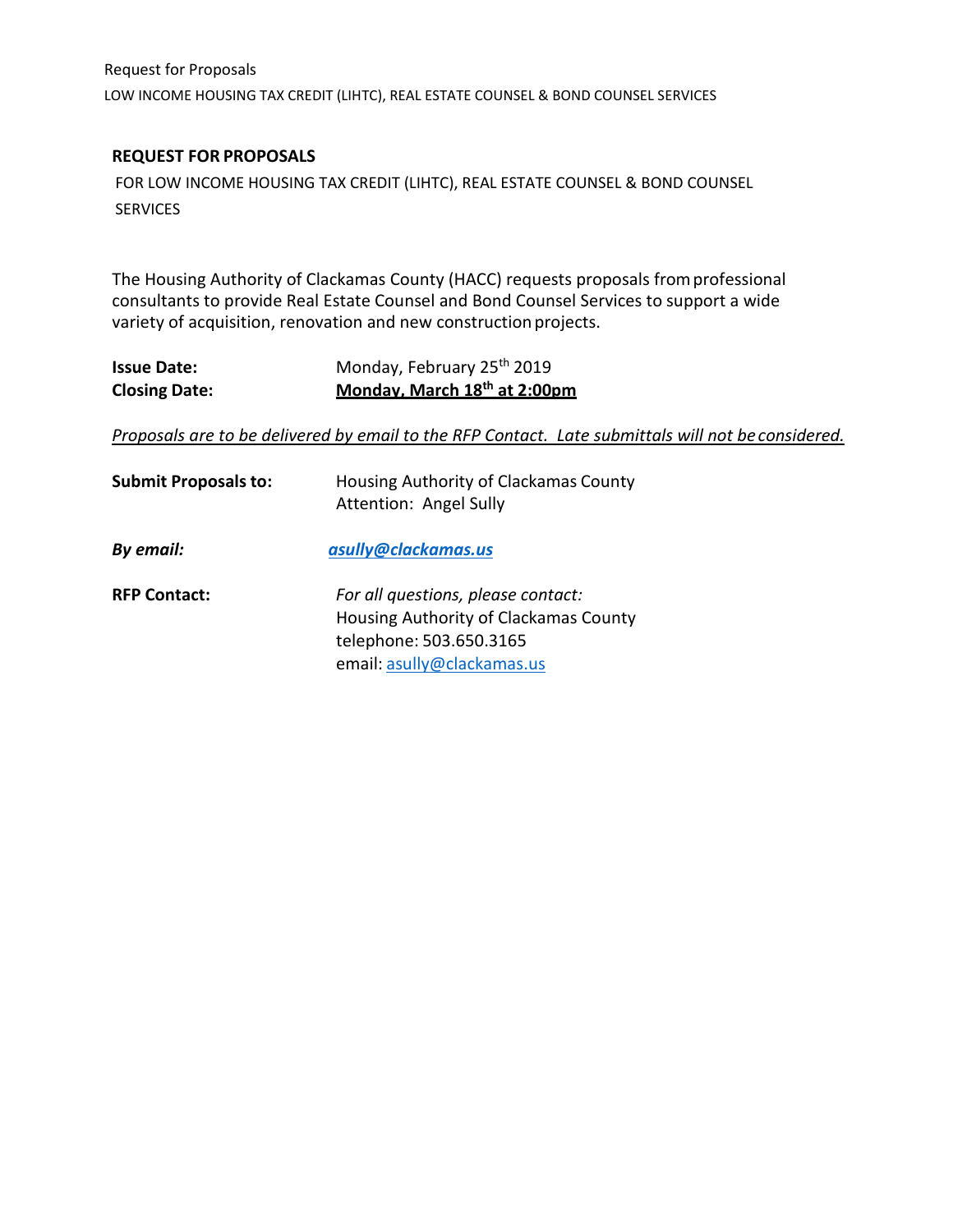## REQUEST FOR PROPOSALS

FOR LOW INCOME HOUSING TAX CREDIT (LIHTC), REAL ESTATE COUNSEL & BOND COUNSEL SERVICES

The Housing Authority of Clackamas County (HACC) requests proposals from professional consultants to provide Real Estate Counsel and Bond Counsel Services to support a wide variety of acquisition, renovation and new construction projects.

**Issue Date:** Monday, February 25th 2019

**Closing Date:** **Monday, March 18th at 2:00pm**

*Proposals are to be delivered by email to the RFP Contact. Late submittals will not be considered.*

**Submit Proposals to:** Housing Authority of Clackamas County
Attention: Angel Sully

***By email:*** ***asully@clackamas.us***

**RFP Contact:** *For all questions, please contact:*
Housing Authority of Clackamas County
telephone: 503.650.3165
email: asully@clackamas.us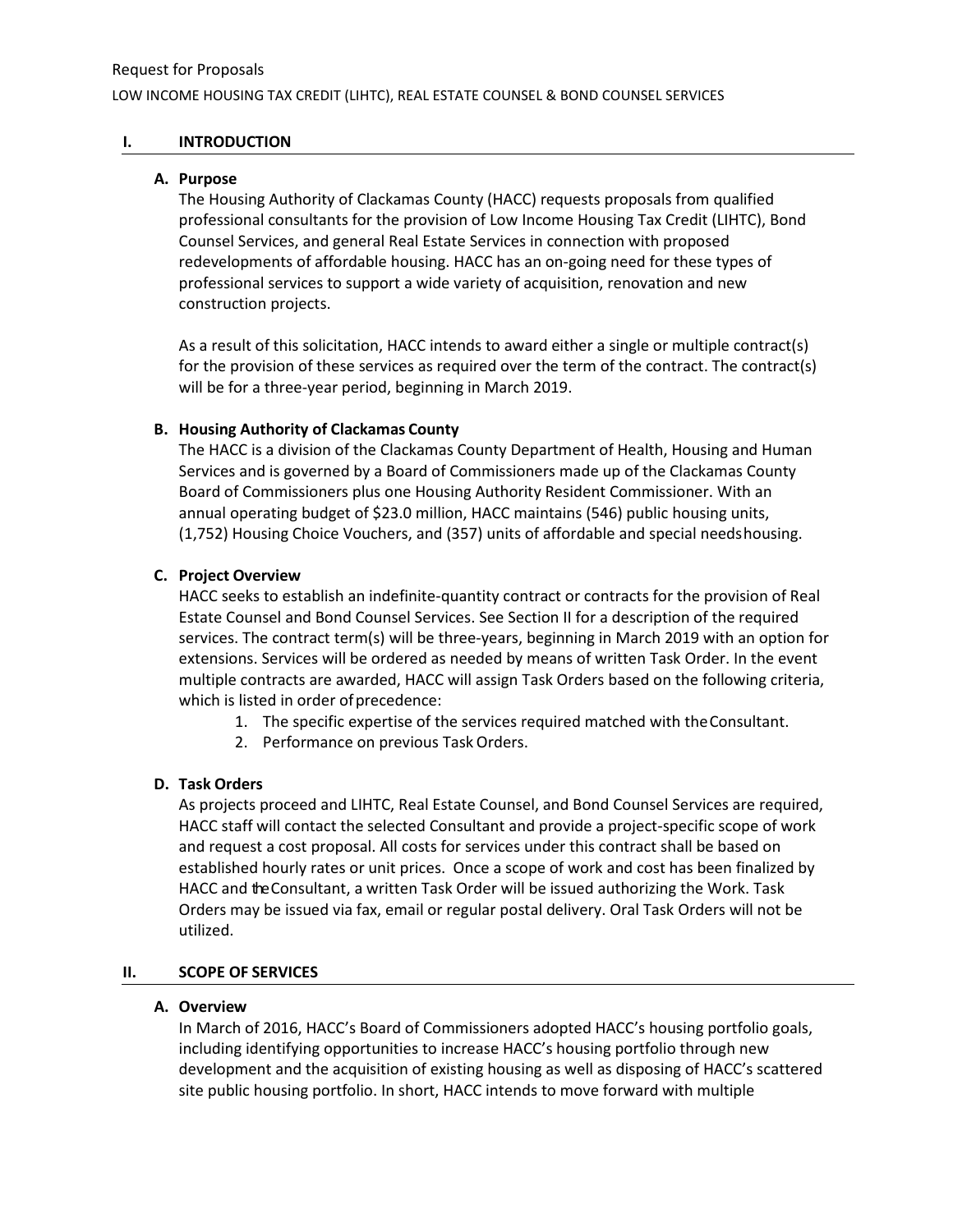# I. INTRODUCTION

## A. Purpose

The Housing Authority of Clackamas County (HACC) requests proposals from qualified professional consultants for the provision of Low Income Housing Tax Credit (LIHTC), Bond Counsel Services, and general Real Estate Services in connection with proposed redevelopments of affordable housing. HACC has an on-going need for these types of professional services to support a wide variety of acquisition, renovation and new construction projects.

As a result of this solicitation, HACC intends to award either a single or multiple contract(s) for the provision of these services as required over the term of the contract. The contract(s) will be for a three-year period, beginning in March 2019.

## B. Housing Authority of Clackamas County

The HACC is a division of the Clackamas County Department of Health, Housing and Human Services and is governed by a Board of Commissioners made up of the Clackamas County Board of Commissioners plus one Housing Authority Resident Commissioner. With an annual operating budget of $23.0 million, HACC maintains (546) public housing units, (1,752) Housing Choice Vouchers, and (357) units of affordable and special needs housing.

## C. Project Overview

HACC seeks to establish an indefinite-quantity contract or contracts for the provision of Real Estate Counsel and Bond Counsel Services. See Section II for a description of the required services. The contract term(s) will be three-years, beginning in March 2019 with an option for extensions. Services will be ordered as needed by means of written Task Order. In the event multiple contracts are awarded, HACC will assign Task Orders based on the following criteria, which is listed in order of precedence:

1. The specific expertise of the services required matched with the Consultant.
2. Performance on previous Task Orders.

## D. Task Orders

As projects proceed and LIHTC, Real Estate Counsel, and Bond Counsel Services are required, HACC staff will contact the selected Consultant and provide a project-specific scope of work and request a cost proposal. All costs for services under this contract shall be based on established hourly rates or unit prices. Once a scope of work and cost has been finalized by HACC and the Consultant, a written Task Order will be issued authorizing the Work. Task Orders may be issued via fax, email or regular postal delivery. Oral Task Orders will not be utilized.

# II. SCOPE OF SERVICES

## A. Overview

In March of 2016, HACC's Board of Commissioners adopted HACC's housing portfolio goals, including identifying opportunities to increase HACC's housing portfolio through new development and the acquisition of existing housing as well as disposing of HACC's scattered site public housing portfolio. In short, HACC intends to move forward with multiple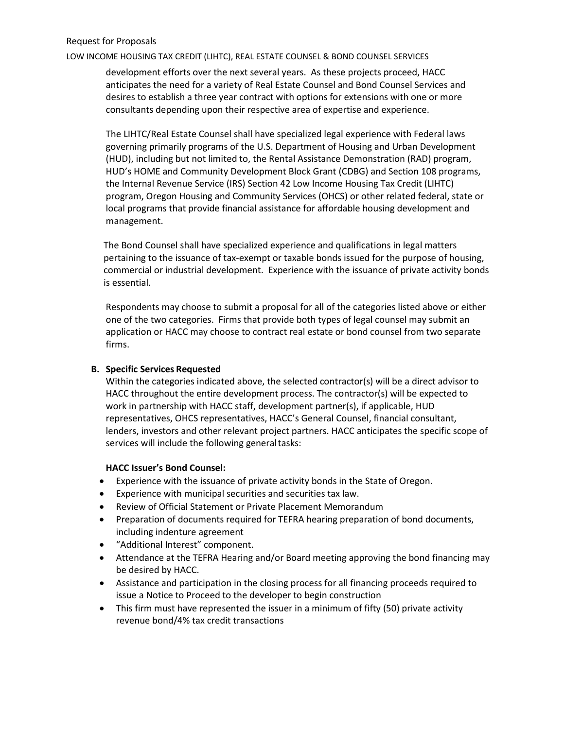development efforts over the next several years. As these projects proceed, HACC anticipates the need for a variety of Real Estate Counsel and Bond Counsel Services and desires to establish a three year contract with options for extensions with one or more consultants depending upon their respective area of expertise and experience.

The LIHTC/Real Estate Counsel shall have specialized legal experience with Federal laws governing primarily programs of the U.S. Department of Housing and Urban Development (HUD), including but not limited to, the Rental Assistance Demonstration (RAD) program, HUD's HOME and Community Development Block Grant (CDBG) and Section 108 programs, the Internal Revenue Service (IRS) Section 42 Low Income Housing Tax Credit (LIHTC) program, Oregon Housing and Community Services (OHCS) or other related federal, state or local programs that provide financial assistance for affordable housing development and management.

The Bond Counsel shall have specialized experience and qualifications in legal matters pertaining to the issuance of tax-exempt or taxable bonds issued for the purpose of housing, commercial or industrial development. Experience with the issuance of private activity bonds is essential.

Respondents may choose to submit a proposal for all of the categories listed above or either one of the two categories. Firms that provide both types of legal counsel may submit an application or HACC may choose to contract real estate or bond counsel from two separate firms.

### B. Specific Services Requested

Within the categories indicated above, the selected contractor(s) will be a direct advisor to HACC throughout the entire development process. The contractor(s) will be expected to work in partnership with HACC staff, development partner(s), if applicable, HUD representatives, OHCS representatives, HACC's General Counsel, financial consultant, lenders, investors and other relevant project partners. HACC anticipates the specific scope of services will include the following general tasks:

**HACC Issuer's Bond Counsel:**

- Experience with the issuance of private activity bonds in the State of Oregon.
- Experience with municipal securities and securities tax law.
- Review of Official Statement or Private Placement Memorandum
- Preparation of documents required for TEFRA hearing preparation of bond documents, including indenture agreement
- "Additional Interest" component.
- Attendance at the TEFRA Hearing and/or Board meeting approving the bond financing may be desired by HACC.
- Assistance and participation in the closing process for all financing proceeds required to issue a Notice to Proceed to the developer to begin construction
- This firm must have represented the issuer in a minimum of fifty (50) private activity revenue bond/4% tax credit transactions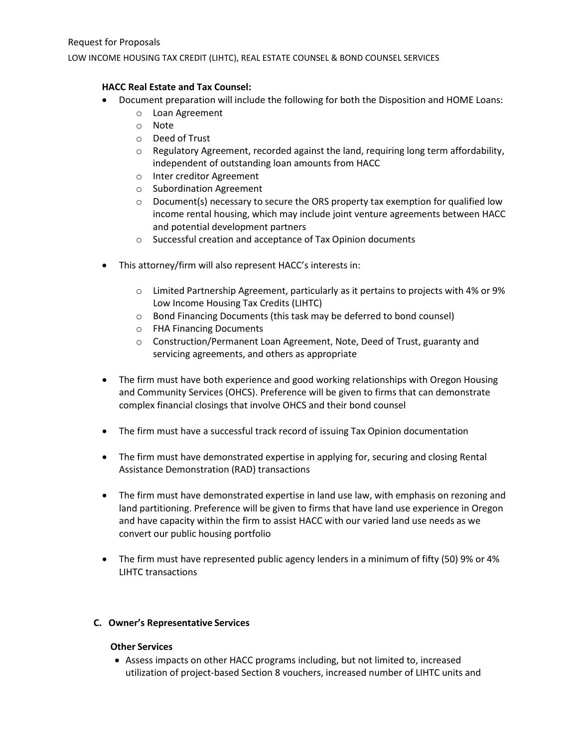**HACC Real Estate and Tax Counsel:**

- Document preparation will include the following for both the Disposition and HOME Loans:
  - Loan Agreement
  - Note
  - Deed of Trust
  - Regulatory Agreement, recorded against the land, requiring long term affordability, independent of outstanding loan amounts from HACC
  - Inter creditor Agreement
  - Subordination Agreement
  - Document(s) necessary to secure the ORS property tax exemption for qualified low income rental housing, which may include joint venture agreements between HACC and potential development partners
  - Successful creation and acceptance of Tax Opinion documents

- This attorney/firm will also represent HACC's interests in:
  - Limited Partnership Agreement, particularly as it pertains to projects with 4% or 9% Low Income Housing Tax Credits (LIHTC)
  - Bond Financing Documents (this task may be deferred to bond counsel)
  - FHA Financing Documents
  - Construction/Permanent Loan Agreement, Note, Deed of Trust, guaranty and servicing agreements, and others as appropriate

- The firm must have both experience and good working relationships with Oregon Housing and Community Services (OHCS). Preference will be given to firms that can demonstrate complex financial closings that involve OHCS and their bond counsel

- The firm must have a successful track record of issuing Tax Opinion documentation

- The firm must have demonstrated expertise in applying for, securing and closing Rental Assistance Demonstration (RAD) transactions

- The firm must have demonstrated expertise in land use law, with emphasis on rezoning and land partitioning. Preference will be given to firms that have land use experience in Oregon and have capacity within the firm to assist HACC with our varied land use needs as we convert our public housing portfolio

- The firm must have represented public agency lenders in a minimum of fifty (50) 9% or 4% LIHTC transactions

### C. Owner's Representative Services

**Other Services**

- Assess impacts on other HACC programs including, but not limited to, increased utilization of project-based Section 8 vouchers, increased number of LIHTC units and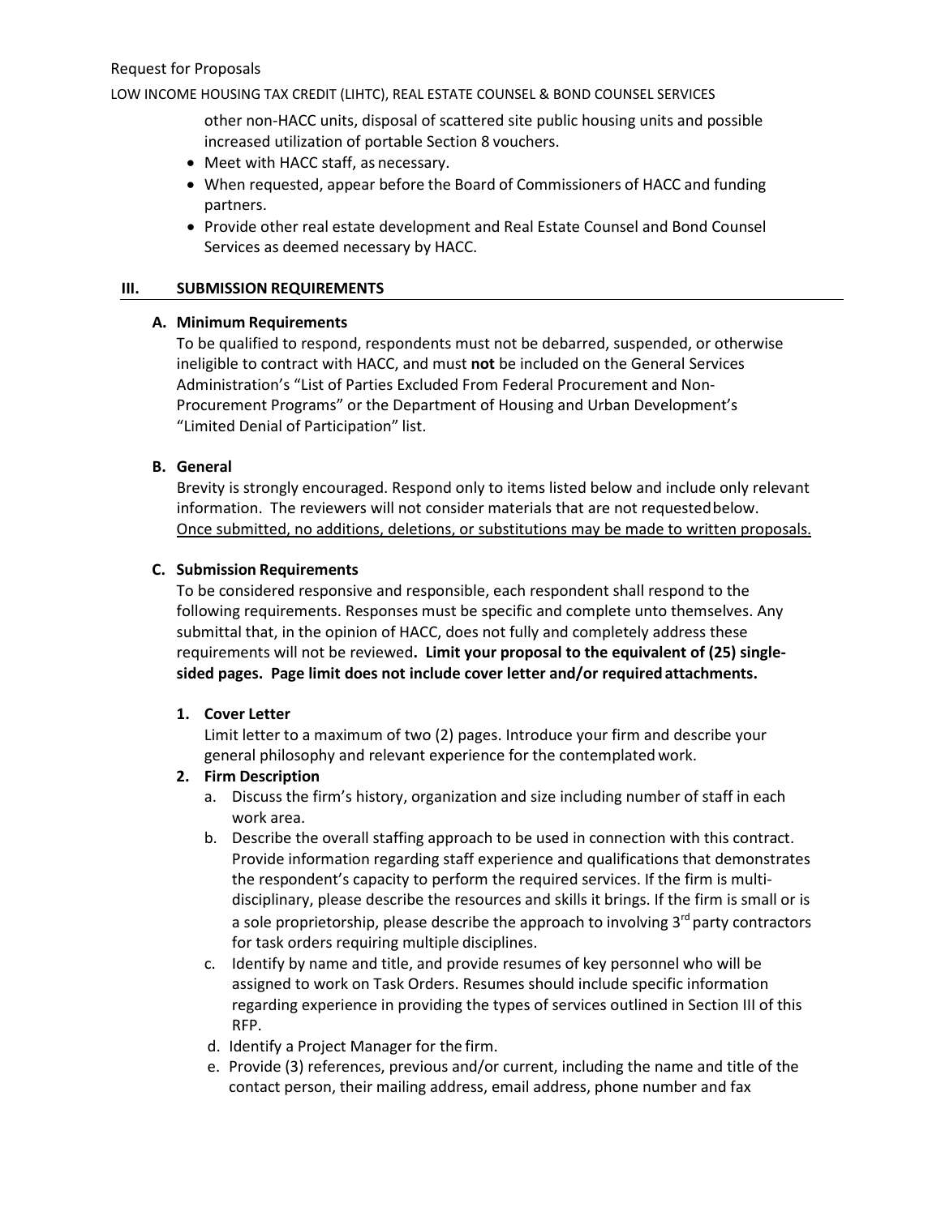other non-HACC units, disposal of scattered site public housing units and possible increased utilization of portable Section 8 vouchers.

- Meet with HACC staff, as necessary.
- When requested, appear before the Board of Commissioners of HACC and funding partners.
- Provide other real estate development and Real Estate Counsel and Bond Counsel Services as deemed necessary by HACC.

## III. SUBMISSION REQUIREMENTS

### A. Minimum Requirements

To be qualified to respond, respondents must not be debarred, suspended, or otherwise ineligible to contract with HACC, and must **not** be included on the General Services Administration's "List of Parties Excluded From Federal Procurement and Non-Procurement Programs" or the Department of Housing and Urban Development's "Limited Denial of Participation" list.

### B. General

Brevity is strongly encouraged. Respond only to items listed below and include only relevant information. The reviewers will not consider materials that are not requested below. Once submitted, no additions, deletions, or substitutions may be made to written proposals.

### C. Submission Requirements

To be considered responsive and responsible, each respondent shall respond to the following requirements. Responses must be specific and complete unto themselves. Any submittal that, in the opinion of HACC, does not fully and completely address these requirements will not be reviewed. **Limit your proposal to the equivalent of (25) single-sided pages. Page limit does not include cover letter and/or required attachments.**

1. **Cover Letter**
   Limit letter to a maximum of two (2) pages. Introduce your firm and describe your general philosophy and relevant experience for the contemplated work.
2. **Firm Description**
   a. Discuss the firm's history, organization and size including number of staff in each work area.
   b. Describe the overall staffing approach to be used in connection with this contract. Provide information regarding staff experience and qualifications that demonstrates the respondent's capacity to perform the required services. If the firm is multi-disciplinary, please describe the resources and skills it brings. If the firm is small or is a sole proprietorship, please describe the approach to involving 3rd party contractors for task orders requiring multiple disciplines.
   c. Identify by name and title, and provide resumes of key personnel who will be assigned to work on Task Orders. Resumes should include specific information regarding experience in providing the types of services outlined in Section III of this RFP.
   d. Identify a Project Manager for the firm.
   e. Provide (3) references, previous and/or current, including the name and title of the contact person, their mailing address, email address, phone number and fax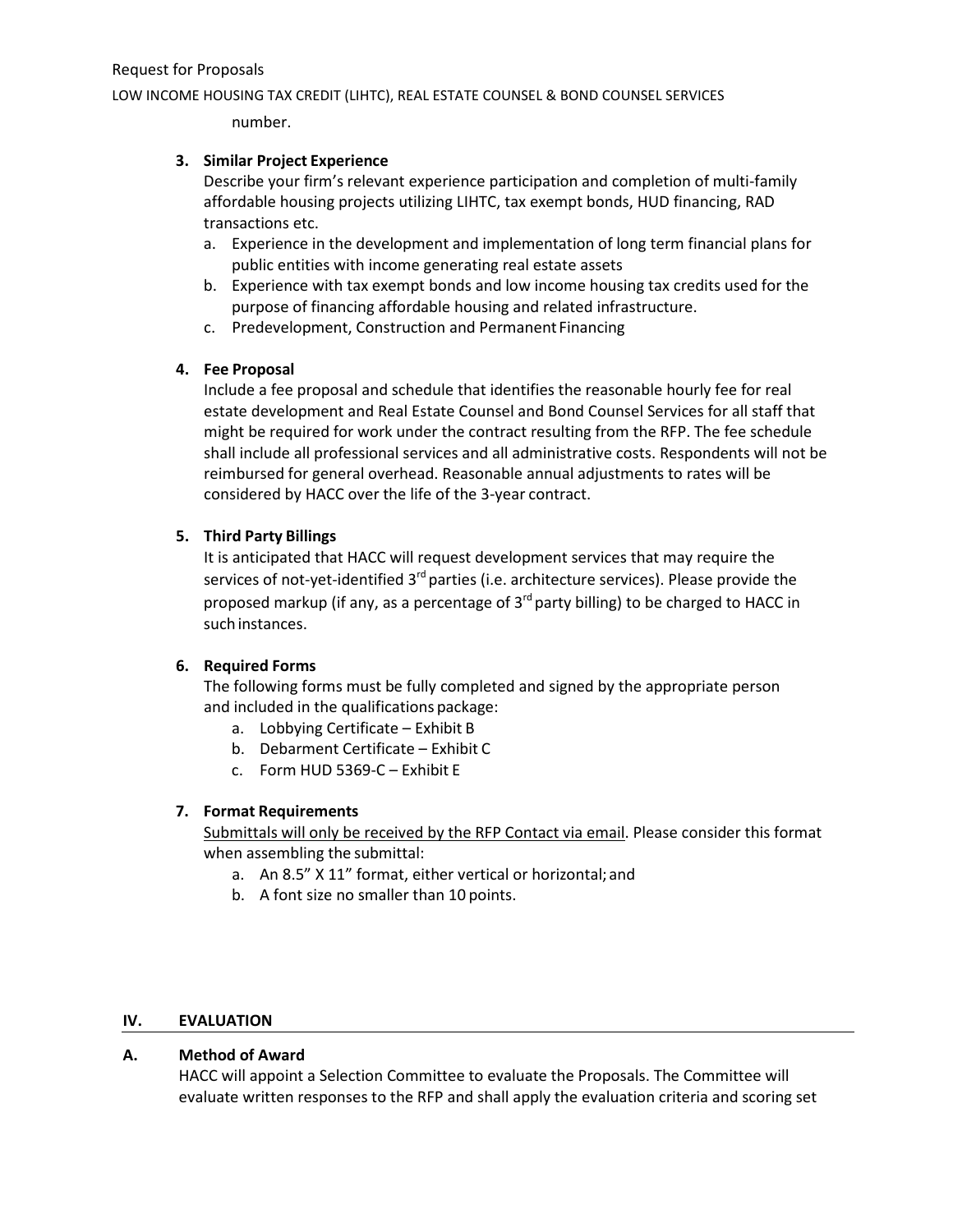number.

3. **Similar Project Experience**

   Describe your firm's relevant experience participation and completion of multi-family affordable housing projects utilizing LIHTC, tax exempt bonds, HUD financing, RAD transactions etc.

   a. Experience in the development and implementation of long term financial plans for public entities with income generating real estate assets
   b. Experience with tax exempt bonds and low income housing tax credits used for the purpose of financing affordable housing and related infrastructure.
   c. Predevelopment, Construction and Permanent Financing

4. **Fee Proposal**

   Include a fee proposal and schedule that identifies the reasonable hourly fee for real estate development and Real Estate Counsel and Bond Counsel Services for all staff that might be required for work under the contract resulting from the RFP. The fee schedule shall include all professional services and all administrative costs. Respondents will not be reimbursed for general overhead. Reasonable annual adjustments to rates will be considered by HACC over the life of the 3-year contract.

5. **Third Party Billings**

   It is anticipated that HACC will request development services that may require the services of not-yet-identified 3rd parties (i.e. architecture services). Please provide the proposed markup (if any, as a percentage of 3rd party billing) to be charged to HACC in such instances.

6. **Required Forms**

   The following forms must be fully completed and signed by the appropriate person and included in the qualifications package:

   a. Lobbying Certificate – Exhibit B
   b. Debarment Certificate – Exhibit C
   c. Form HUD 5369-C – Exhibit E

7. **Format Requirements**

   <u>Submittals will only be received by the RFP Contact via email</u>. Please consider this format when assembling the submittal:

   a. An 8.5" X 11" format, either vertical or horizontal; and
   b. A font size no smaller than 10 points.

## IV. EVALUATION

### A. Method of Award

HACC will appoint a Selection Committee to evaluate the Proposals. The Committee will evaluate written responses to the RFP and shall apply the evaluation criteria and scoring set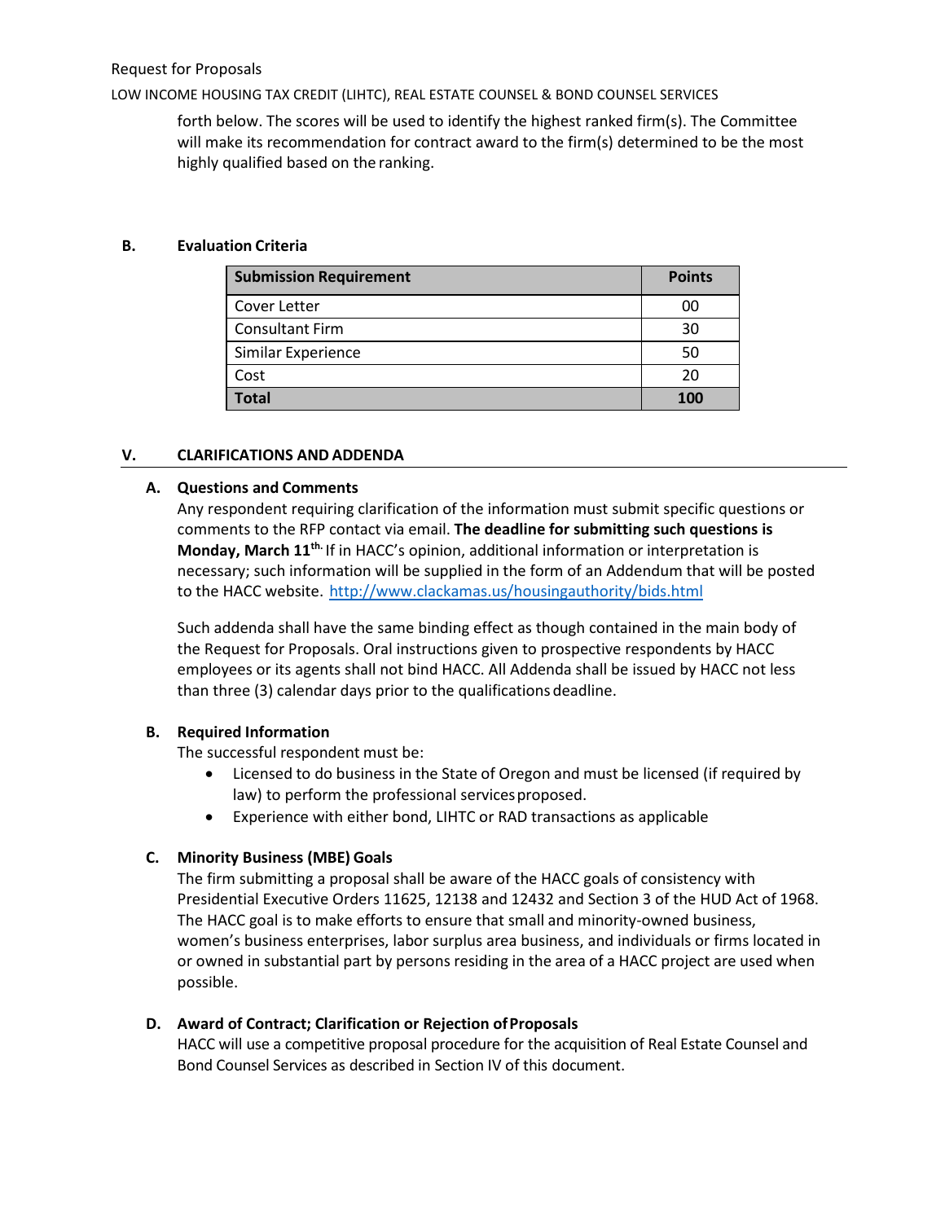forth below. The scores will be used to identify the highest ranked firm(s). The Committee will make its recommendation for contract award to the firm(s) determined to be the most highly qualified based on the ranking.

### B. Evaluation Criteria

| Submission Requirement | Points |
|---|---|
| Cover Letter | 00 |
| Consultant Firm | 30 |
| Similar Experience | 50 |
| Cost | 20 |
| **Total** | **100** |

## V. CLARIFICATIONS AND ADDENDA

### A. Questions and Comments

Any respondent requiring clarification of the information must submit specific questions or comments to the RFP contact via email. **The deadline for submitting such questions is Monday, March 11th.** If in HACC's opinion, additional information or interpretation is necessary; such information will be supplied in the form of an Addendum that will be posted to the HACC website. http://www.clackamas.us/housingauthority/bids.html

Such addenda shall have the same binding effect as though contained in the main body of the Request for Proposals. Oral instructions given to prospective respondents by HACC employees or its agents shall not bind HACC. All Addenda shall be issued by HACC not less than three (3) calendar days prior to the qualifications deadline.

### B. Required Information

The successful respondent must be:

- Licensed to do business in the State of Oregon and must be licensed (if required by law) to perform the professional services proposed.
- Experience with either bond, LIHTC or RAD transactions as applicable

### C. Minority Business (MBE) Goals

The firm submitting a proposal shall be aware of the HACC goals of consistency with Presidential Executive Orders 11625, 12138 and 12432 and Section 3 of the HUD Act of 1968. The HACC goal is to make efforts to ensure that small and minority-owned business, women's business enterprises, labor surplus area business, and individuals or firms located in or owned in substantial part by persons residing in the area of a HACC project are used when possible.

### D. Award of Contract; Clarification or Rejection of Proposals

HACC will use a competitive proposal procedure for the acquisition of Real Estate Counsel and Bond Counsel Services as described in Section IV of this document.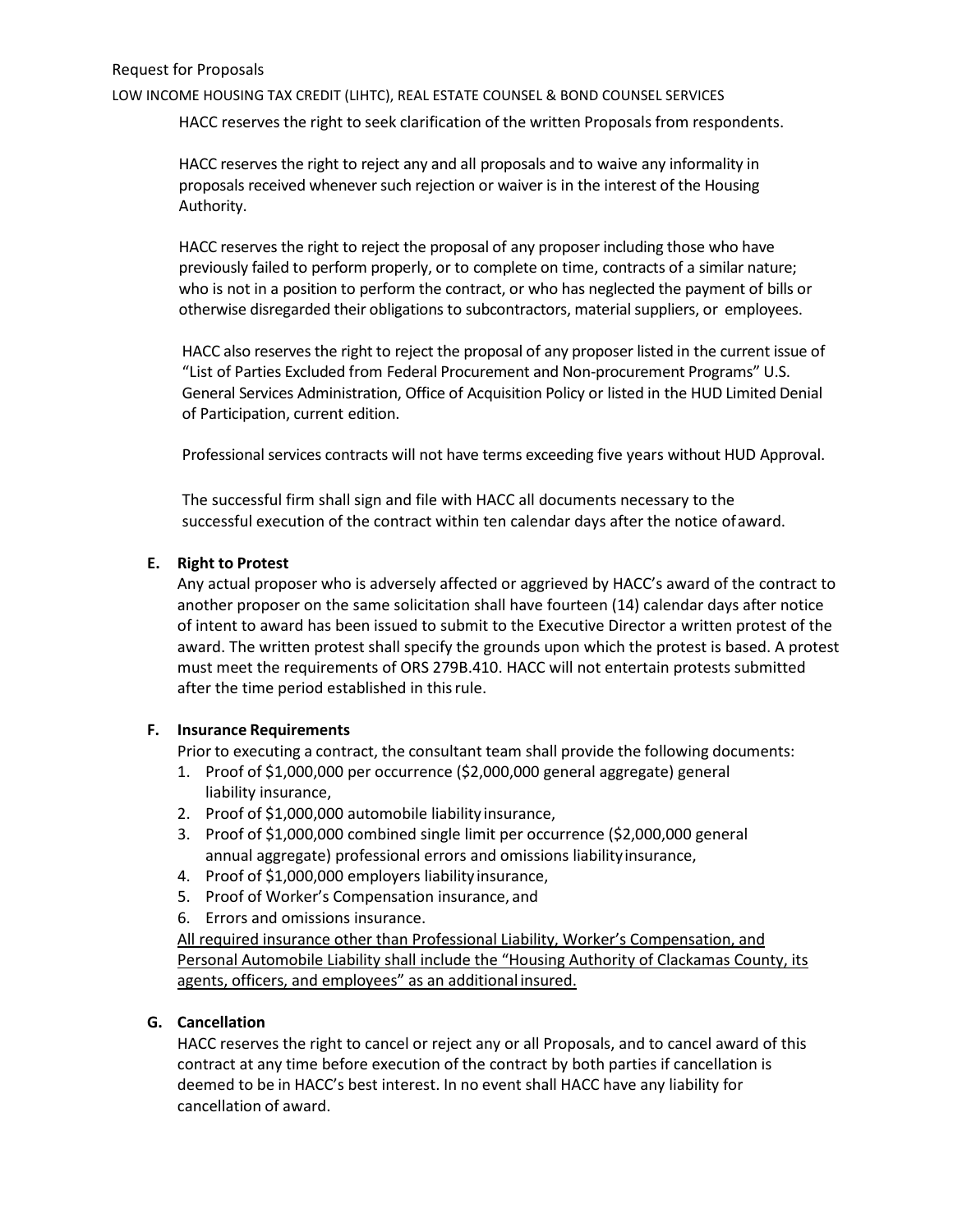HACC reserves the right to seek clarification of the written Proposals from respondents.

HACC reserves the right to reject any and all proposals and to waive any informality in proposals received whenever such rejection or waiver is in the interest of the Housing Authority.

HACC reserves the right to reject the proposal of any proposer including those who have previously failed to perform properly, or to complete on time, contracts of a similar nature; who is not in a position to perform the contract, or who has neglected the payment of bills or otherwise disregarded their obligations to subcontractors, material suppliers, or employees.

HACC also reserves the right to reject the proposal of any proposer listed in the current issue of "List of Parties Excluded from Federal Procurement and Non-procurement Programs" U.S. General Services Administration, Office of Acquisition Policy or listed in the HUD Limited Denial of Participation, current edition.

Professional services contracts will not have terms exceeding five years without HUD Approval.

The successful firm shall sign and file with HACC all documents necessary to the successful execution of the contract within ten calendar days after the notice of award.

**E. Right to Protest**

Any actual proposer who is adversely affected or aggrieved by HACC's award of the contract to another proposer on the same solicitation shall have fourteen (14) calendar days after notice of intent to award has been issued to submit to the Executive Director a written protest of the award. The written protest shall specify the grounds upon which the protest is based. A protest must meet the requirements of ORS 279B.410. HACC will not entertain protests submitted after the time period established in this rule.

**F. Insurance Requirements**

Prior to executing a contract, the consultant team shall provide the following documents:

1. Proof of $1,000,000 per occurrence ($2,000,000 general aggregate) general liability insurance,
2. Proof of $1,000,000 automobile liability insurance,
3. Proof of $1,000,000 combined single limit per occurrence ($2,000,000 general annual aggregate) professional errors and omissions liability insurance,
4. Proof of $1,000,000 employers liability insurance,
5. Proof of Worker's Compensation insurance, and
6. Errors and omissions insurance.

<u>All required insurance other than Professional Liability, Worker's Compensation, and Personal Automobile Liability shall include the "Housing Authority of Clackamas County, its agents, officers, and employees" as an additional insured.</u>

**G. Cancellation**

HACC reserves the right to cancel or reject any or all Proposals, and to cancel award of this contract at any time before execution of the contract by both parties if cancellation is deemed to be in HACC's best interest. In no event shall HACC have any liability for cancellation of award.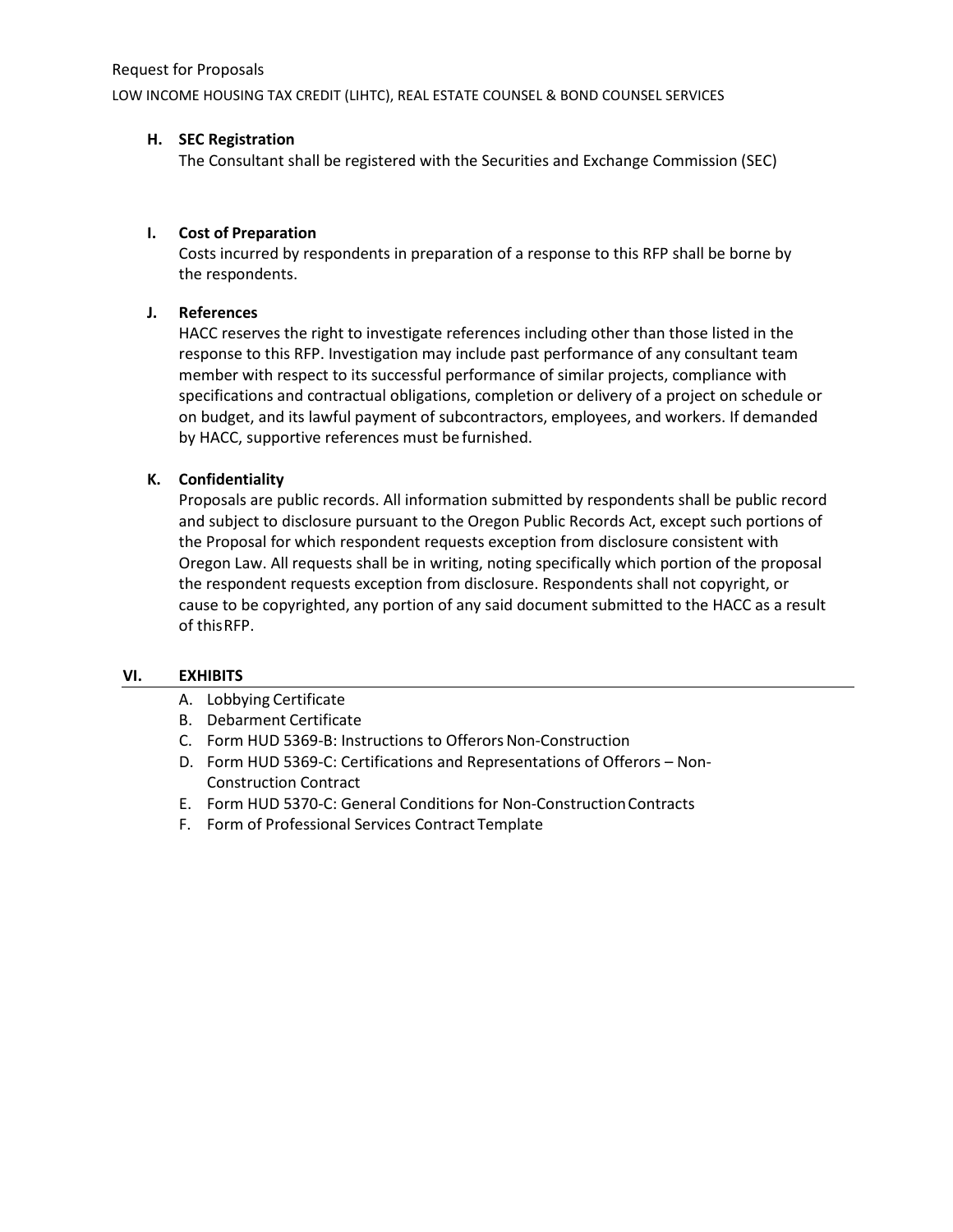### H. SEC Registration

The Consultant shall be registered with the Securities and Exchange Commission (SEC)

### I. Cost of Preparation

Costs incurred by respondents in preparation of a response to this RFP shall be borne by the respondents.

### J. References

HACC reserves the right to investigate references including other than those listed in the response to this RFP. Investigation may include past performance of any consultant team member with respect to its successful performance of similar projects, compliance with specifications and contractual obligations, completion or delivery of a project on schedule or on budget, and its lawful payment of subcontractors, employees, and workers. If demanded by HACC, supportive references must be furnished.

### K. Confidentiality

Proposals are public records. All information submitted by respondents shall be public record and subject to disclosure pursuant to the Oregon Public Records Act, except such portions of the Proposal for which respondent requests exception from disclosure consistent with Oregon Law. All requests shall be in writing, noting specifically which portion of the proposal the respondent requests exception from disclosure. Respondents shall not copyright, or cause to be copyrighted, any portion of any said document submitted to the HACC as a result of this RFP.

## VI. EXHIBITS

A. Lobbying Certificate
B. Debarment Certificate
C. Form HUD 5369-B: Instructions to Offerors Non-Construction
D. Form HUD 5369-C: Certifications and Representations of Offerors – Non-Construction Contract
E. Form HUD 5370-C: General Conditions for Non-Construction Contracts
F. Form of Professional Services Contract Template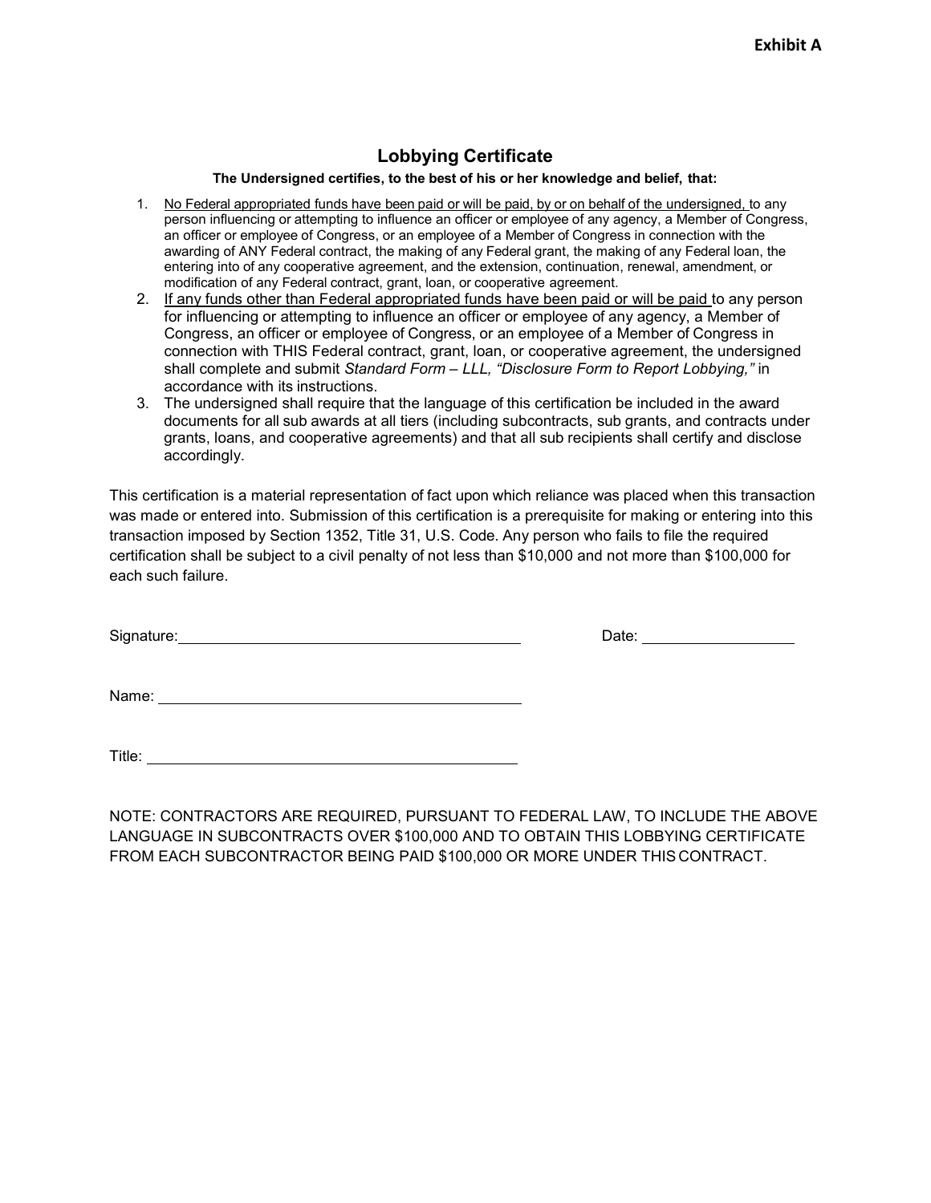**Exhibit A**

## Lobbying Certificate

**The Undersigned certifies, to the best of his or her knowledge and belief, that:**

1. No Federal appropriated funds have been paid or will be paid, by or on behalf of the undersigned, to any person influencing or attempting to influence an officer or employee of any agency, a Member of Congress, an officer or employee of Congress, or an employee of a Member of Congress in connection with the awarding of ANY Federal contract, the making of any Federal grant, the making of any Federal loan, the entering into of any cooperative agreement, and the extension, continuation, renewal, amendment, or modification of any Federal contract, grant, loan, or cooperative agreement.
2. If any funds other than Federal appropriated funds have been paid or will be paid to any person for influencing or attempting to influence an officer or employee of any agency, a Member of Congress, an officer or employee of Congress, or an employee of a Member of Congress in connection with THIS Federal contract, grant, loan, or cooperative agreement, the undersigned shall complete and submit *Standard Form – LLL, "Disclosure Form to Report Lobbying,"* in accordance with its instructions.
3. The undersigned shall require that the language of this certification be included in the award documents for all sub awards at all tiers (including subcontracts, sub grants, and contracts under grants, loans, and cooperative agreements) and that all sub recipients shall certify and disclose accordingly.

This certification is a material representation of fact upon which reliance was placed when this transaction was made or entered into. Submission of this certification is a prerequisite for making or entering into this transaction imposed by Section 1352, Title 31, U.S. Code. Any person who fails to file the required certification shall be subject to a civil penalty of not less than $10,000 and not more than $100,000 for each such failure.

Signature: ______________________________ Date: ______________

Name: ______________________________

Title: ______________________________

NOTE: CONTRACTORS ARE REQUIRED, PURSUANT TO FEDERAL LAW, TO INCLUDE THE ABOVE LANGUAGE IN SUBCONTRACTS OVER $100,000 AND TO OBTAIN THIS LOBBYING CERTIFICATE FROM EACH SUBCONTRACTOR BEING PAID $100,000 OR MORE UNDER THIS CONTRACT.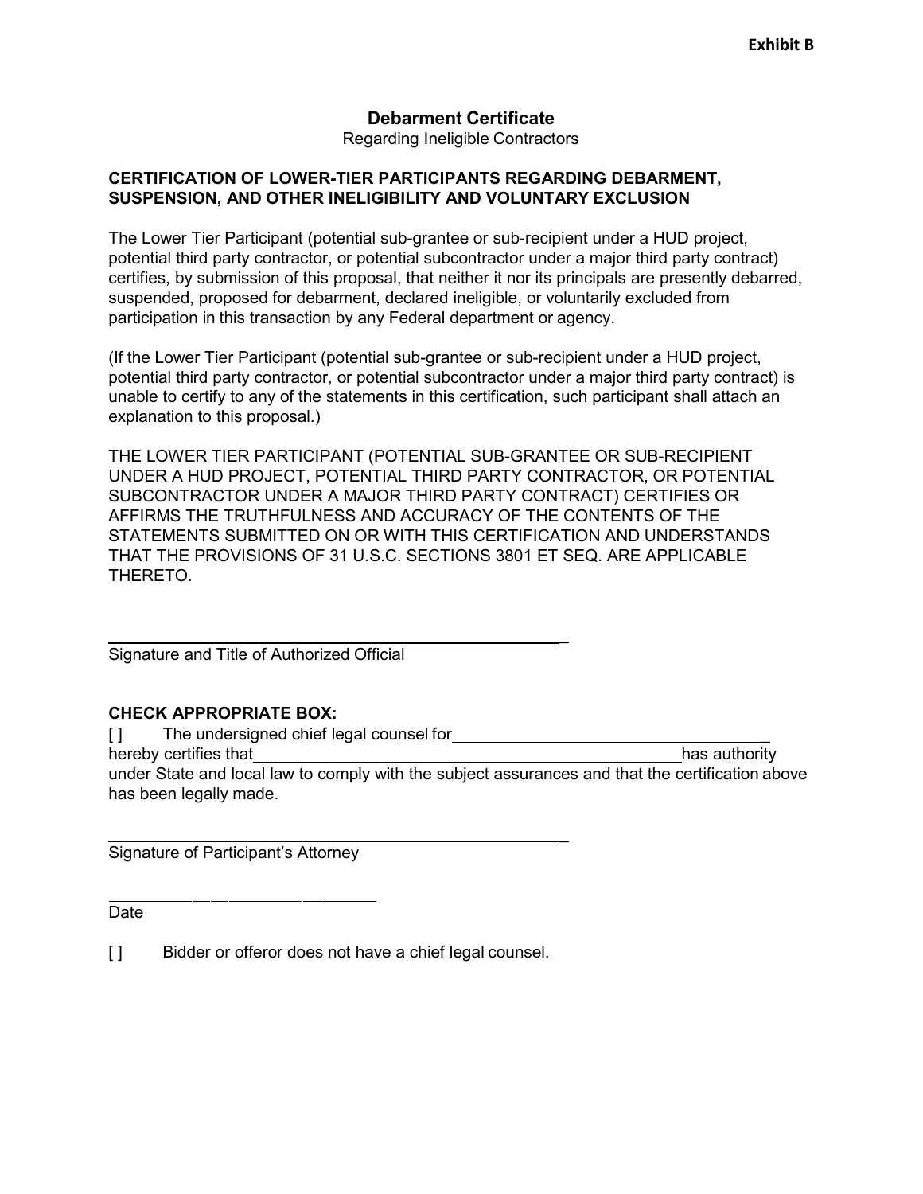**Exhibit B**

## Debarment Certificate

Regarding Ineligible Contractors

**CERTIFICATION OF LOWER-TIER PARTICIPANTS REGARDING DEBARMENT, SUSPENSION, AND OTHER INELIGIBILITY AND VOLUNTARY EXCLUSION**

The Lower Tier Participant (potential sub-grantee or sub-recipient under a HUD project, potential third party contractor, or potential subcontractor under a major third party contract) certifies, by submission of this proposal, that neither it nor its principals are presently debarred, suspended, proposed for debarment, declared ineligible, or voluntarily excluded from participation in this transaction by any Federal department or agency.

(If the Lower Tier Participant (potential sub-grantee or sub-recipient under a HUD project, potential third party contractor, or potential subcontractor under a major third party contract) is unable to certify to any of the statements in this certification, such participant shall attach an explanation to this proposal.)

THE LOWER TIER PARTICIPANT (POTENTIAL SUB-GRANTEE OR SUB-RECIPIENT UNDER A HUD PROJECT, POTENTIAL THIRD PARTY CONTRACTOR, OR POTENTIAL SUBCONTRACTOR UNDER A MAJOR THIRD PARTY CONTRACT) CERTIFIES OR AFFIRMS THE TRUTHFULNESS AND ACCURACY OF THE CONTENTS OF THE STATEMENTS SUBMITTED ON OR WITH THIS CERTIFICATION AND UNDERSTANDS THAT THE PROVISIONS OF 31 U.S.C. SECTIONS 3801 ET SEQ. ARE APPLICABLE THERETO.

______________________________________________________

Signature and Title of Authorized Official

**CHECK APPROPRIATE BOX:**

[ ] The undersigned chief legal counsel for ___________________________________ hereby certifies that ________________________________________________ has authority under State and local law to comply with the subject assurances and that the certification above has been legally made.

______________________________________________________

Signature of Participant's Attorney

______________________________

Date

[ ] Bidder or offeror does not have a chief legal counsel.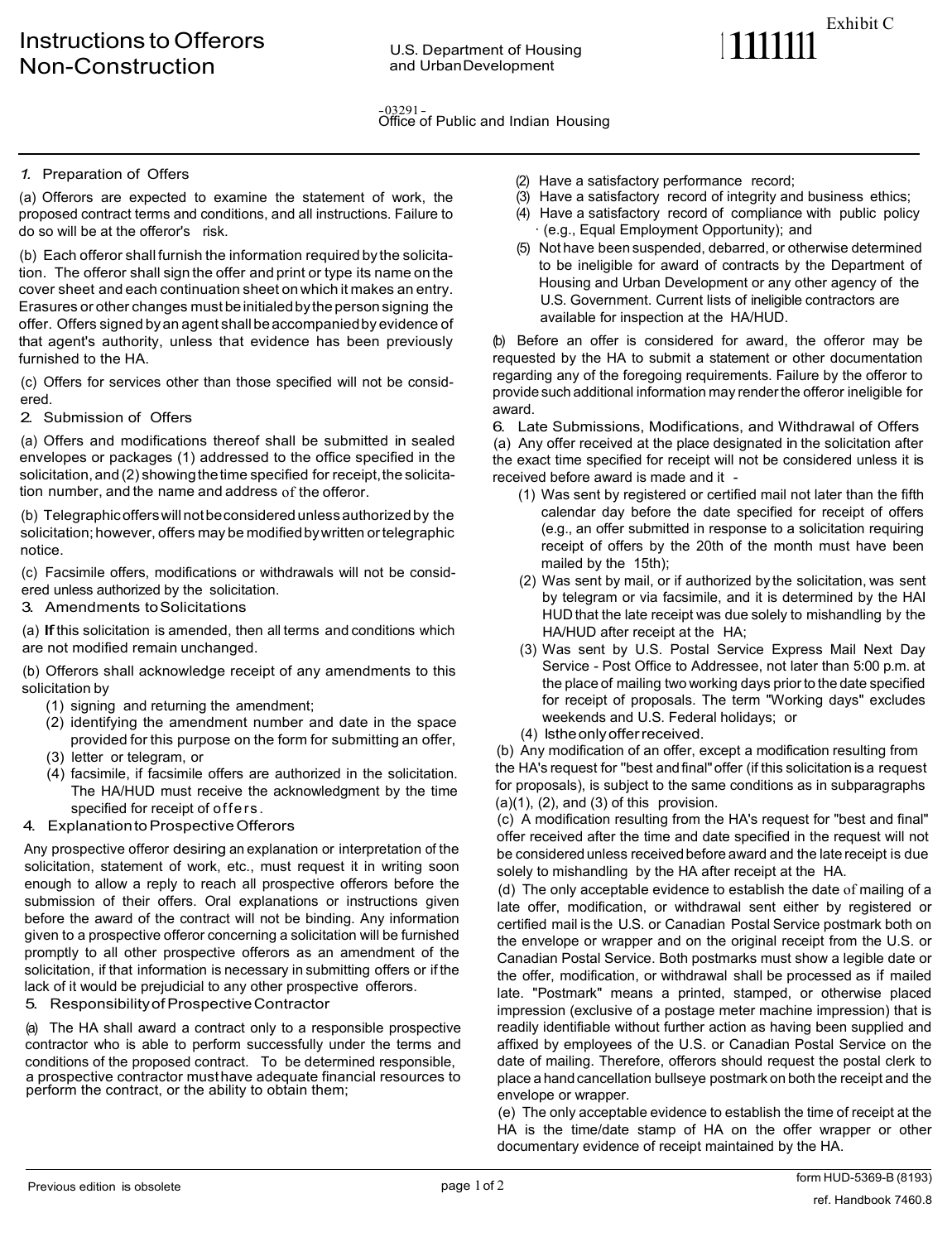Exhibit C

# Instructions to Offerors Non-Construction

U.S. Department of Housing and Urban Development

Office of Public and Indian Housing

## 1. Preparation of Offers

(a) Offerors are expected to examine the statement of work, the proposed contract terms and conditions, and all instructions. Failure to do so will be at the offeror's risk.

(b) Each offeror shall furnish the information required by the solicitation. The offeror shall sign the offer and print or type its name on the cover sheet and each continuation sheet on which it makes an entry. Erasures or other changes must be initialed by the person signing the offer. Offers signed by an agent shall be accompanied by evidence of that agent's authority, unless that evidence has been previously furnished to the HA.

(c) Offers for services other than those specified will not be considered.

## 2. Submission of Offers

(a) Offers and modifications thereof shall be submitted in sealed envelopes or packages (1) addressed to the office specified in the solicitation, and (2) showing the time specified for receipt, the solicitation number, and the name and address of the offeror.

(b) Telegraphic offers will not be considered unless authorized by the solicitation; however, offers may be modified by written or telegraphic notice.

(c) Facsimile offers, modifications or withdrawals will not be considered unless authorized by the solicitation.

## 3. Amendments to Solicitations

(a) **If** this solicitation is amended, then all terms and conditions which are not modified remain unchanged.

(b) Offerors shall acknowledge receipt of any amendments to this solicitation by

(1) signing and returning the amendment;
(2) identifying the amendment number and date in the space provided for this purpose on the form for submitting an offer,
(3) letter or telegram, or
(4) facsimile, if facsimile offers are authorized in the solicitation. The HA/HUD must receive the acknowledgment by the time specified for receipt of offers.

## 4. Explanation to Prospective Offerors

Any prospective offeror desiring an explanation or interpretation of the solicitation, statement of work, etc., must request it in writing soon enough to allow a reply to reach all prospective offerors before the submission of their offers. Oral explanations or instructions given before the award of the contract will not be binding. Any information given to a prospective offeror concerning a solicitation will be furnished promptly to all other prospective offerors as an amendment of the solicitation, if that information is necessary in submitting offers or if the lack of it would be prejudicial to any other prospective offerors.

## 5. Responsibility of Prospective Contractor

(a) The HA shall award a contract only to a responsible prospective contractor who is able to perform successfully under the terms and conditions of the proposed contract. To be determined responsible, a prospective contractor must have adequate financial resources to perform the contract, or the ability to obtain them;

(2) Have a satisfactory performance record;
(3) Have a satisfactory record of integrity and business ethics;
(4) Have a satisfactory record of compliance with public policy (e.g., Equal Employment Opportunity); and
(5) Not have been suspended, debarred, or otherwise determined to be ineligible for award of contracts by the Department of Housing and Urban Development or any other agency of the U.S. Government. Current lists of ineligible contractors are available for inspection at the HA/HUD.

(b) Before an offer is considered for award, the offeror may be requested by the HA to submit a statement or other documentation regarding any of the foregoing requirements. Failure by the offeror to provide such additional information may render the offeror ineligible for award.

## 6. Late Submissions, Modifications, and Withdrawal of Offers

(a) Any offer received at the place designated in the solicitation after the exact time specified for receipt will not be considered unless it is received before award is made and it -

(1) Was sent by registered or certified mail not later than the fifth calendar day before the date specified for receipt of offers (e.g., an offer submitted in response to a solicitation requiring receipt of offers by the 20th of the month must have been mailed by the 15th);
(2) Was sent by mail, or if authorized by the solicitation, was sent by telegram or via facsimile, and it is determined by the HA/HUD that the late receipt was due solely to mishandling by the HA/HUD after receipt at the HA;
(3) Was sent by U.S. Postal Service Express Mail Next Day Service - Post Office to Addressee, not later than 5:00 p.m. at the place of mailing two working days prior to the date specified for receipt of proposals. The term "Working days" excludes weekends and U.S. Federal holidays; or
(4) Is the only offer received.

(b) Any modification of an offer, except a modification resulting from the HA's request for "best and final" offer (if this solicitation is a request for proposals), is subject to the same conditions as in subparagraphs (a)(1), (2), and (3) of this provision.

(c) A modification resulting from the HA's request for "best and final" offer received after the time and date specified in the request will not be considered unless received before award and the late receipt is due solely to mishandling by the HA after receipt at the HA.

(d) The only acceptable evidence to establish the date of mailing of a late offer, modification, or withdrawal sent either by registered or certified mail is the U.S. or Canadian Postal Service postmark both on the envelope or wrapper and on the original receipt from the U.S. or Canadian Postal Service. Both postmarks must show a legible date or the offer, modification, or withdrawal shall be processed as if mailed late. "Postmark" means a printed, stamped, or otherwise placed impression (exclusive of a postage meter machine impression) that is readily identifiable without further action as having been supplied and affixed by employees of the U.S. or Canadian Postal Service on the date of mailing. Therefore, offerors should request the postal clerk to place a hand cancellation bullseye postmark on both the receipt and the envelope or wrapper.

(e) The only acceptable evidence to establish the time of receipt at the HA is the time/date stamp of HA on the offer wrapper or other documentary evidence of receipt maintained by the HA.

Previous edition is obsolete

form HUD-5369-B (8193)
ref. Handbook 7460.8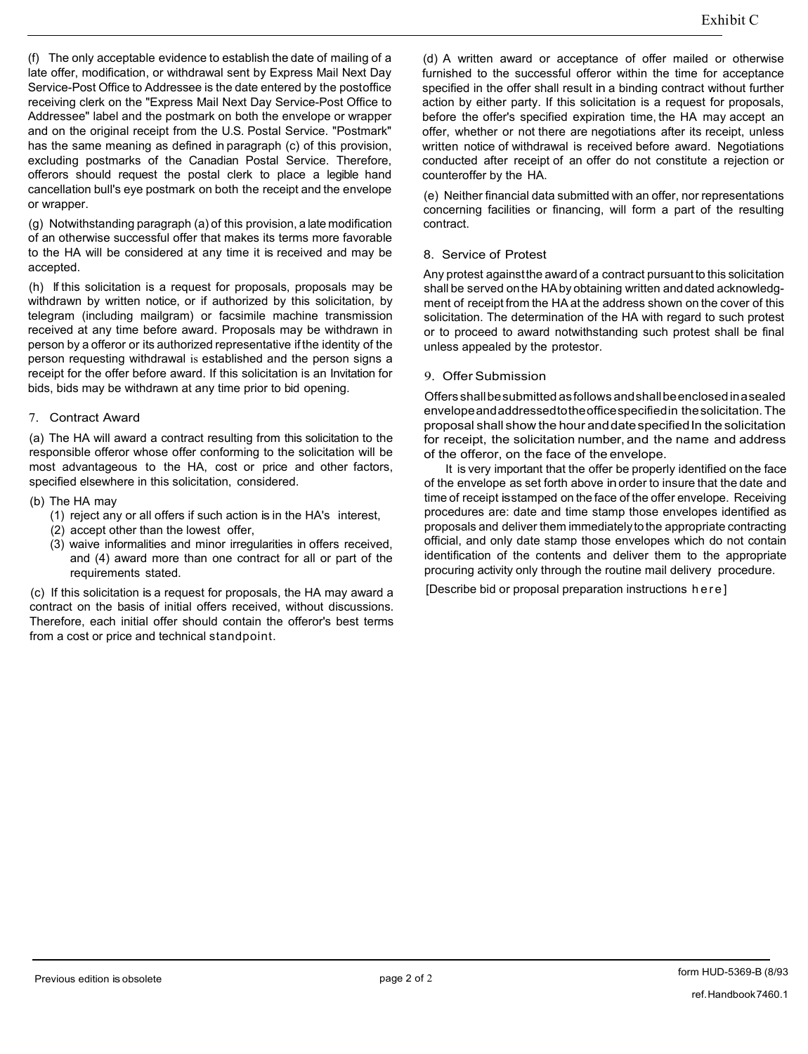(f) The only acceptable evidence to establish the date of mailing of a late offer, modification, or withdrawal sent by Express Mail Next Day Service-Post Office to Addressee is the date entered by the postoffice receiving clerk on the "Express Mail Next Day Service-Post Office to Addressee" label and the postmark on both the envelope or wrapper and on the original receipt from the U.S. Postal Service. "Postmark" has the same meaning as defined in paragraph (c) of this provision, excluding postmarks of the Canadian Postal Service. Therefore, offerors should request the postal clerk to place a legible hand cancellation bull's eye postmark on both the receipt and the envelope or wrapper.

(g) Notwithstanding paragraph (a) of this provision, a late modification of an otherwise successful offer that makes its terms more favorable to the HA will be considered at any time it is received and may be accepted.

(h) If this solicitation is a request for proposals, proposals may be withdrawn by written notice, or if authorized by this solicitation, by telegram (including mailgram) or facsimile machine transmission received at any time before award. Proposals may be withdrawn in person by a offeror or its authorized representative if the identity of the person requesting withdrawal is established and the person signs a receipt for the offer before award. If this solicitation is an Invitation for bids, bids may be withdrawn at any time prior to bid opening.

## 7. Contract Award

(a) The HA will award a contract resulting from this solicitation to the responsible offeror whose offer conforming to the solicitation will be most advantageous to the HA, cost or price and other factors, specified elsewhere in this solicitation, considered.

(b) The HA may

(1) reject any or all offers if such action is in the HA's interest,
(2) accept other than the lowest offer,
(3) waive informalities and minor irregularities in offers received, and (4) award more than one contract for all or part of the requirements stated.

(c) If this solicitation is a request for proposals, the HA may award a contract on the basis of initial offers received, without discussions. Therefore, each initial offer should contain the offeror's best terms from a cost or price and technical standpoint.

(d) A written award or acceptance of offer mailed or otherwise furnished to the successful offeror within the time for acceptance specified in the offer shall result in a binding contract without further action by either party. If this solicitation is a request for proposals, before the offer's specified expiration time, the HA may accept an offer, whether or not there are negotiations after its receipt, unless written notice of withdrawal is received before award. Negotiations conducted after receipt of an offer do not constitute a rejection or counteroffer by the HA.

(e) Neither financial data submitted with an offer, nor representations concerning facilities or financing, will form a part of the resulting contract.

## 8. Service of Protest

Any protest against the award of a contract pursuant to this solicitation shall be served on the HA by obtaining written and dated acknowledgment of receipt from the HA at the address shown on the cover of this solicitation. The determination of the HA with regard to such protest or to proceed to award notwithstanding such protest shall be final unless appealed by the protestor.

## 9. Offer Submission

Offers shall be submitted as follows and shall be enclosed in a sealed envelope and addressed to the office specified in the solicitation. The proposal shall show the hour and date specified In the solicitation for receipt, the solicitation number, and the name and address of the offeror, on the face of the envelope.

It is very important that the offer be properly identified on the face of the envelope as set forth above in order to insure that the date and time of receipt is stamped on the face of the offer envelope. Receiving procedures are: date and time stamp those envelopes identified as proposals and deliver them immediately to the appropriate contracting official, and only date stamp those envelopes which do not contain identification of the contents and deliver them to the appropriate procuring activity only through the routine mail delivery procedure.

[Describe bid or proposal preparation instructions here]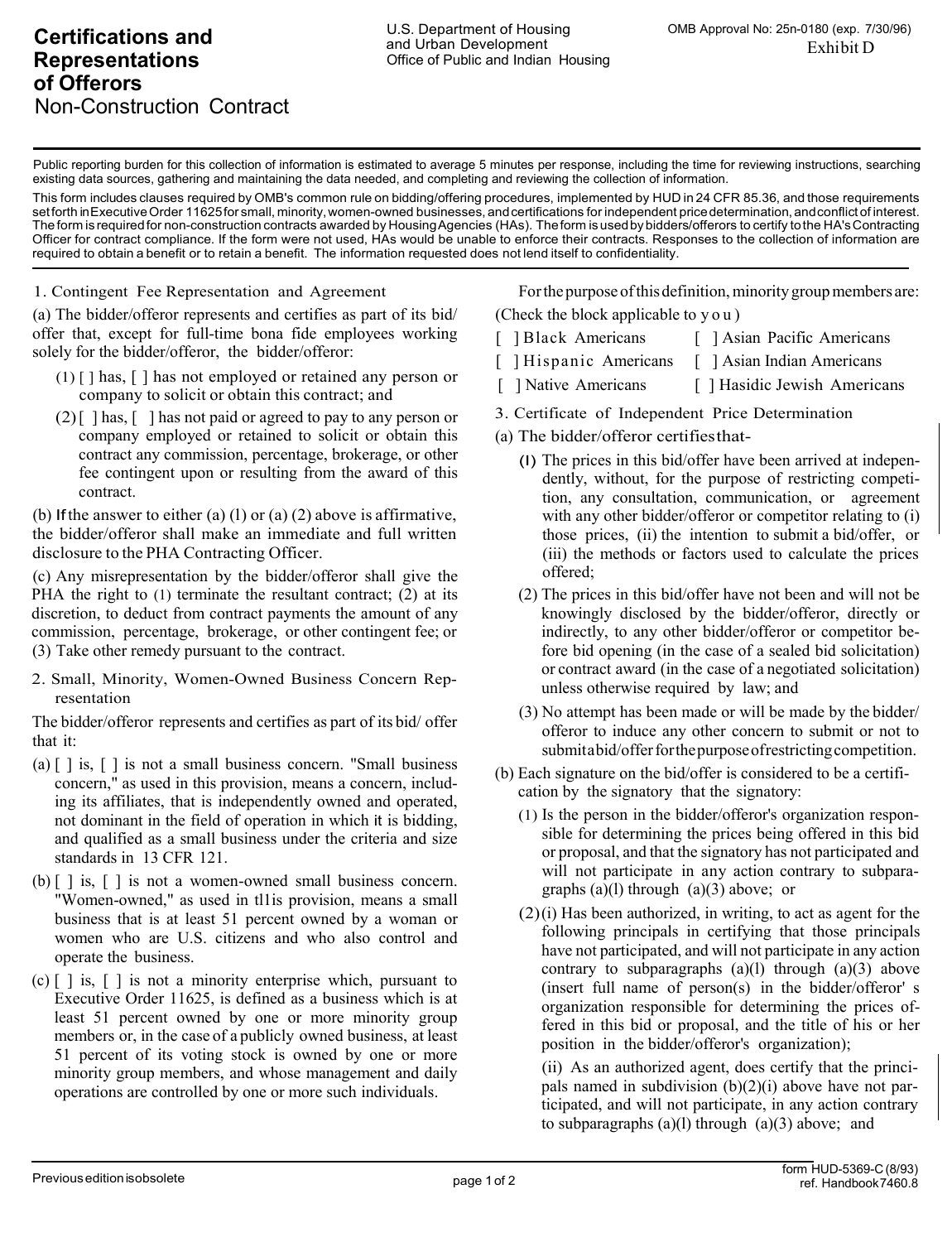# Certifications and Representations of Offerors

Non-Construction Contract

U.S. Department of Housing and Urban Development
Office of Public and Indian Housing

OMB Approval No: 25n-0180 (exp. 7/30/96)
Exhibit D

Public reporting burden for this collection of information is estimated to average 5 minutes per response, including the time for reviewing instructions, searching existing data sources, gathering and maintaining the data needed, and completing and reviewing the collection of information.

This form includes clauses required by OMB's common rule on bidding/offering procedures, implemented by HUD in 24 CFR 85.36, and those requirements set forth in Executive Order 11625 for small, minority, women-owned businesses, and certifications for independent price determination, and conflict of interest. The form is required for non-construction contracts awarded by Housing Agencies (HAs). The form is used by bidders/offerors to certify to the HA's Contracting Officer for contract compliance. If the form were not used, HAs would be unable to enforce their contracts. Responses to the collection of information are required to obtain a benefit or to retain a benefit. The information requested does not lend itself to confidentiality.

1. Contingent Fee Representation and Agreement

(a) The bidder/offeror represents and certifies as part of its bid/ offer that, except for full-time bona fide employees working solely for the bidder/offeror, the bidder/offeror:

(1) [ ] has, [ ] has not employed or retained any person or company to solicit or obtain this contract; and

(2) [ ] has, [ ] has not paid or agreed to pay to any person or company employed or retained to solicit or obtain this contract any commission, percentage, brokerage, or other fee contingent upon or resulting from the award of this contract.

(b) If the answer to either (a) (l) or (a) (2) above is affirmative, the bidder/offeror shall make an immediate and full written disclosure to the PHA Contracting Officer.

(c) Any misrepresentation by the bidder/offeror shall give the PHA the right to (1) terminate the resultant contract; (2) at its discretion, to deduct from contract payments the amount of any commission, percentage, brokerage, or other contingent fee; or (3) Take other remedy pursuant to the contract.

2. Small, Minority, Women-Owned Business Concern Representation

The bidder/offeror represents and certifies as part of its bid/ offer that it:

(a) [ ] is, [ ] is not a small business concern. "Small business concern," as used in this provision, means a concern, including its affiliates, that is independently owned and operated, not dominant in the field of operation in which it is bidding, and qualified as a small business under the criteria and size standards in 13 CFR 121.

(b) [ ] is, [ ] is not a women-owned small business concern. "Women-owned," as used in tl1is provision, means a small business that is at least 51 percent owned by a woman or women who are U.S. citizens and who also control and operate the business.

(c) [ ] is, [ ] is not a minority enterprise which, pursuant to Executive Order 11625, is defined as a business which is at least 51 percent owned by one or more minority group members or, in the case of a publicly owned business, at least 51 percent of its voting stock is owned by one or more minority group members, and whose management and daily operations are controlled by one or more such individuals.

For the purpose of this definition, minority group members are:
(Check the block applicable to you)

[ ] Black Americans [ ] Asian Pacific Americans
[ ] Hispanic Americans [ ] Asian Indian Americans
[ ] Native Americans [ ] Hasidic Jewish Americans

3. Certificate of Independent Price Determination

(a) The bidder/offeror certifies that-

(l) The prices in this bid/offer have been arrived at independently, without, for the purpose of restricting competition, any consultation, communication, or agreement with any other bidder/offeror or competitor relating to (i) those prices, (ii) the intention to submit a bid/offer, or (iii) the methods or factors used to calculate the prices offered;

(2) The prices in this bid/offer have not been and will not be knowingly disclosed by the bidder/offeror, directly or indirectly, to any other bidder/offeror or competitor before bid opening (in the case of a sealed bid solicitation) or contract award (in the case of a negotiated solicitation) unless otherwise required by law; and

(3) No attempt has been made or will be made by the bidder/ offeror to induce any other concern to submit or not to submit a bid/offer for the purpose of restricting competition.

(b) Each signature on the bid/offer is considered to be a certification by the signatory that the signatory:

(1) Is the person in the bidder/offeror's organization responsible for determining the prices being offered in this bid or proposal, and that the signatory has not participated and will not participate in any action contrary to subparagraphs (a)(l) through (a)(3) above; or

(2)(i) Has been authorized, in writing, to act as agent for the following principals in certifying that those principals have not participated, and will not participate in any action contrary to subparagraphs (a)(l) through (a)(3) above (insert full name of person(s) in the bidder/offeror' s organization responsible for determining the prices offered in this bid or proposal, and the title of his or her position in the bidder/offeror's organization);

(ii) As an authorized agent, does certify that the principals named in subdivision (b)(2)(i) above have not participated, and will not participate, in any action contrary to subparagraphs (a)(l) through (a)(3) above; and

Previous edition is obsolete

form HUD-5369-C (8/93)
ref. Handbook 7460.8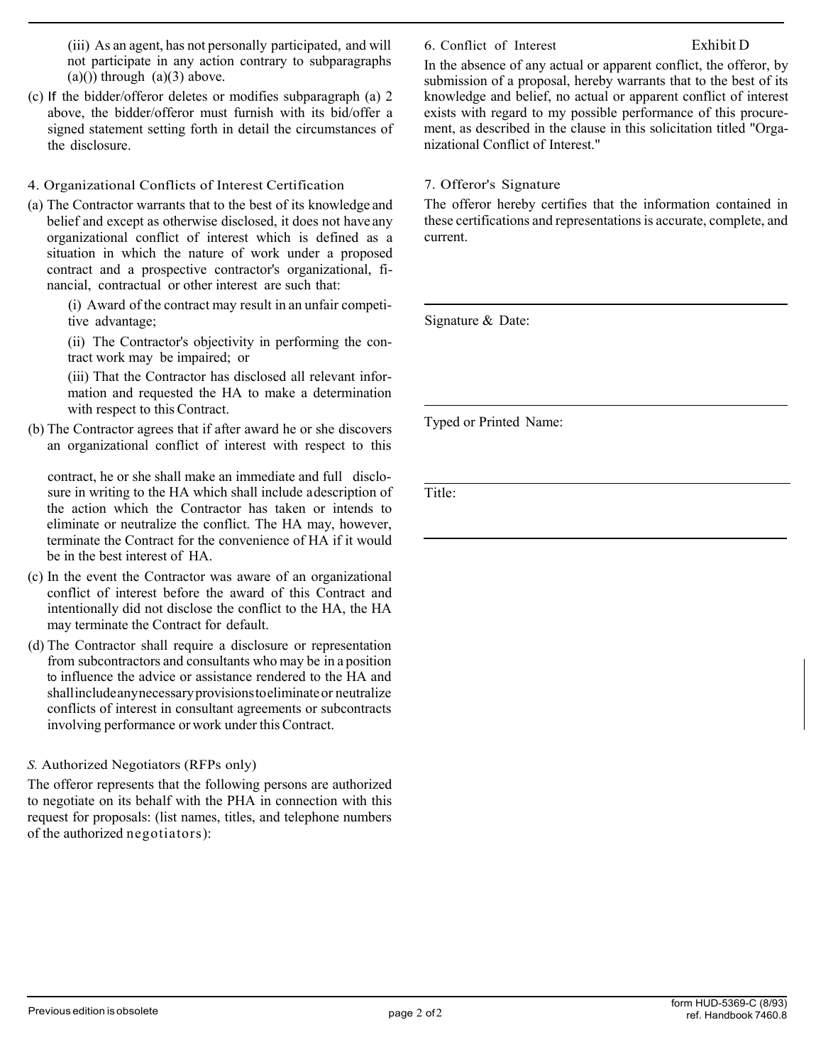(iii) As an agent, has not personally participated, and will not participate in any action contrary to subparagraphs (a)()) through (a)(3) above.

(c) If the bidder/offeror deletes or modifies subparagraph (a) 2 above, the bidder/offeror must furnish with its bid/offer a signed statement setting forth in detail the circumstances of the disclosure.

4. Organizational Conflicts of Interest Certification

(a) The Contractor warrants that to the best of its knowledge and belief and except as otherwise disclosed, it does not have any organizational conflict of interest which is defined as a situation in which the nature of work under a proposed contract and a prospective contractor's organizational, financial, contractual or other interest are such that:

(i) Award of the contract may result in an unfair competitive advantage;

(ii) The Contractor's objectivity in performing the contract work may be impaired; or

(iii) That the Contractor has disclosed all relevant information and requested the HA to make a determination with respect to this Contract.

(b) The Contractor agrees that if after award he or she discovers an organizational conflict of interest with respect to this contract, he or she shall make an immediate and full disclosure in writing to the HA which shall include a description of the action which the Contractor has taken or intends to eliminate or neutralize the conflict. The HA may, however, terminate the Contract for the convenience of HA if it would be in the best interest of HA.

(c) In the event the Contractor was aware of an organizational conflict of interest before the award of this Contract and intentionally did not disclose the conflict to the HA, the HA may terminate the Contract for default.

(d) The Contractor shall require a disclosure or representation from subcontractors and consultants who may be in a position to influence the advice or assistance rendered to the HA and shall include any necessary provisions to eliminate or neutralize conflicts of interest in consultant agreements or subcontracts involving performance or work under this Contract.

*S.* Authorized Negotiators (RFPs only)

The offeror represents that the following persons are authorized to negotiate on its behalf with the PHA in connection with this request for proposals: (list names, titles, and telephone numbers of the authorized negotiators):

6. Conflict of Interest

Exhibit D

In the absence of any actual or apparent conflict, the offeror, by submission of a proposal, hereby warrants that to the best of its knowledge and belief, no actual or apparent conflict of interest exists with regard to my possible performance of this procurement, as described in the clause in this solicitation titled "Organizational Conflict of Interest."

7. Offeror's Signature

The offeror hereby certifies that the information contained in these certifications and representations is accurate, complete, and current.

Signature & Date:

Typed or Printed Name:

Title:

Previous edition is obsolete

form HUD-5369-C (8/93)
ref. Handbook 7460.8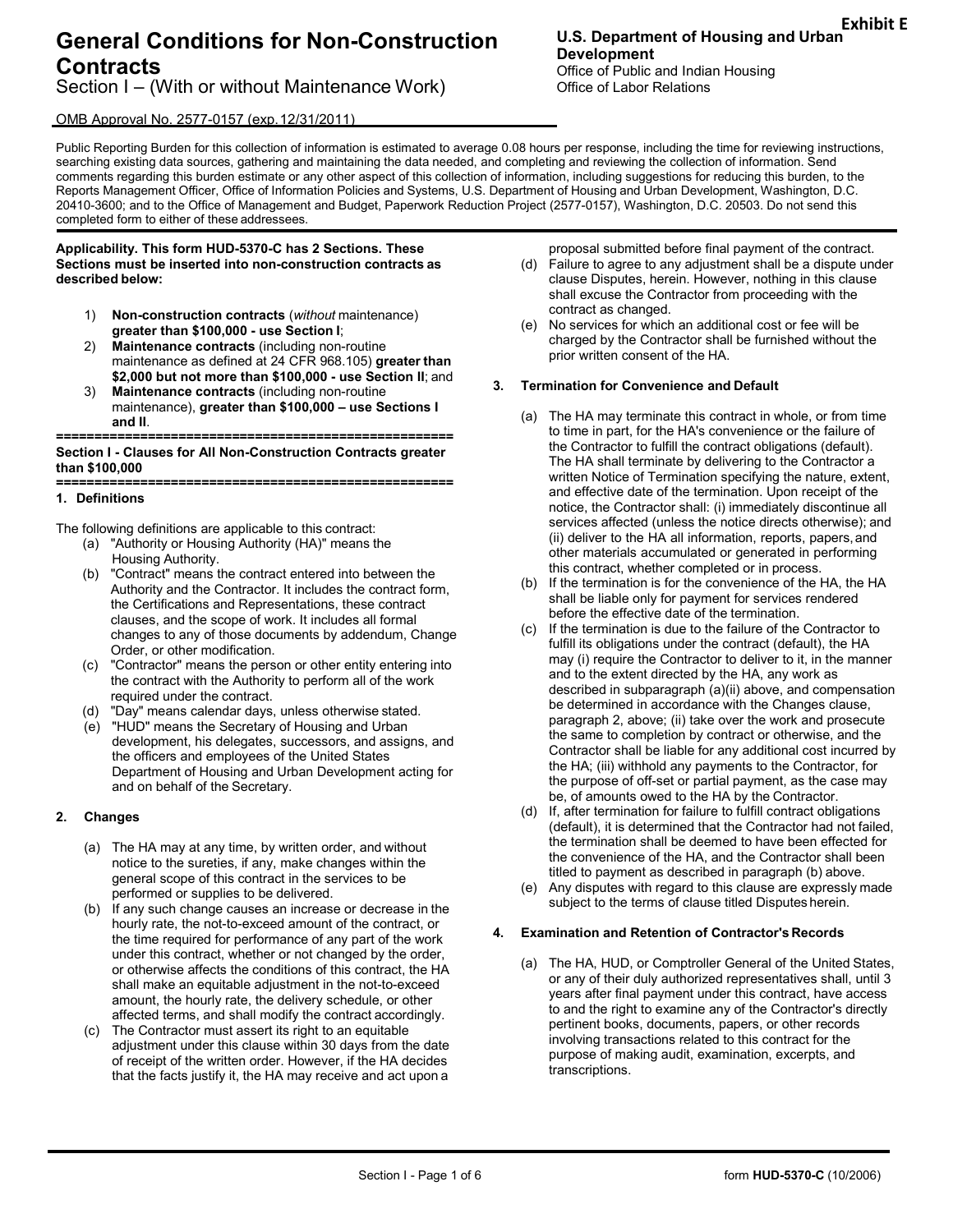Exhibit E

# General Conditions for Non-Construction Contracts

Section I – (With or without Maintenance Work)

**U.S. Department of Housing and Urban Development**
Office of Public and Indian Housing
Office of Labor Relations

OMB Approval No. 2577-0157 (exp.12/31/2011)

Public Reporting Burden for this collection of information is estimated to average 0.08 hours per response, including the time for reviewing instructions, searching existing data sources, gathering and maintaining the data needed, and completing and reviewing the collection of information. Send comments regarding this burden estimate or any other aspect of this collection of information, including suggestions for reducing this burden, to the Reports Management Officer, Office of Information Policies and Systems, U.S. Department of Housing and Urban Development, Washington, D.C. 20410-3600; and to the Office of Management and Budget, Paperwork Reduction Project (2577-0157), Washington, D.C. 20503. Do not send this completed form to either of these addressees.

**Applicability. This form HUD-5370-C has 2 Sections. These Sections must be inserted into non-construction contracts as described below:**

1) **Non-construction contracts** (*without* maintenance) **greater than $100,000 - use Section I**;
2) **Maintenance contracts** (including non-routine maintenance as defined at 24 CFR 968.105) **greater than $2,000 but not more than $100,000 - use Section II**; and
3) **Maintenance contracts** (including non-routine maintenance), **greater than $100,000 – use Sections I and II**.

**==================================================**
**Section I - Clauses for All Non-Construction Contracts greater than $100,000**
**==================================================**

## 1. Definitions

The following definitions are applicable to this contract:

(a) "Authority or Housing Authority (HA)" means the Housing Authority.
(b) "Contract" means the contract entered into between the Authority and the Contractor. It includes the contract form, the Certifications and Representations, these contract clauses, and the scope of work. It includes all formal changes to any of those documents by addendum, Change Order, or other modification.
(c) "Contractor" means the person or other entity entering into the contract with the Authority to perform all of the work required under the contract.
(d) "Day" means calendar days, unless otherwise stated.
(e) "HUD" means the Secretary of Housing and Urban development, his delegates, successors, and assigns, and the officers and employees of the United States Department of Housing and Urban Development acting for and on behalf of the Secretary.

## 2. Changes

(a) The HA may at any time, by written order, and without notice to the sureties, if any, make changes within the general scope of this contract in the services to be performed or supplies to be delivered.
(b) If any such change causes an increase or decrease in the hourly rate, the not-to-exceed amount of the contract, or the time required for performance of any part of the work under this contract, whether or not changed by the order, or otherwise affects the conditions of this contract, the HA shall make an equitable adjustment in the not-to-exceed amount, the hourly rate, the delivery schedule, or other affected terms, and shall modify the contract accordingly.
(c) The Contractor must assert its right to an equitable adjustment under this clause within 30 days from the date of receipt of the written order. However, if the HA decides that the facts justify it, the HA may receive and act upon a proposal submitted before final payment of the contract.
(d) Failure to agree to any adjustment shall be a dispute under clause Disputes, herein. However, nothing in this clause shall excuse the Contractor from proceeding with the contract as changed.
(e) No services for which an additional cost or fee will be charged by the Contractor shall be furnished without the prior written consent of the HA.

## 3. Termination for Convenience and Default

(a) The HA may terminate this contract in whole, or from time to time in part, for the HA's convenience or the failure of the Contractor to fulfill the contract obligations (default). The HA shall terminate by delivering to the Contractor a written Notice of Termination specifying the nature, extent, and effective date of the termination. Upon receipt of the notice, the Contractor shall: (i) immediately discontinue all services affected (unless the notice directs otherwise); and (ii) deliver to the HA all information, reports, papers, and other materials accumulated or generated in performing this contract, whether completed or in process.
(b) If the termination is for the convenience of the HA, the HA shall be liable only for payment for services rendered before the effective date of the termination.
(c) If the termination is due to the failure of the Contractor to fulfill its obligations under the contract (default), the HA may (i) require the Contractor to deliver to it, in the manner and to the extent directed by the HA, any work as described in subparagraph (a)(ii) above, and compensation be determined in accordance with the Changes clause, paragraph 2, above; (ii) take over the work and prosecute the same to completion by contract or otherwise, and the Contractor shall be liable for any additional cost incurred by the HA; (iii) withhold any payments to the Contractor, for the purpose of off-set or partial payment, as the case may be, of amounts owed to the HA by the Contractor.
(d) If, after termination for failure to fulfill contract obligations (default), it is determined that the Contractor had not failed, the termination shall be deemed to have been effected for the convenience of the HA, and the Contractor shall been titled to payment as described in paragraph (b) above.
(e) Any disputes with regard to this clause are expressly made subject to the terms of clause titled Disputes herein.

## 4. Examination and Retention of Contractor's Records

(a) The HA, HUD, or Comptroller General of the United States, or any of their duly authorized representatives shall, until 3 years after final payment under this contract, have access to and the right to examine any of the Contractor's directly pertinent books, documents, papers, or other records involving transactions related to this contract for the purpose of making audit, examination, excerpts, and transcriptions.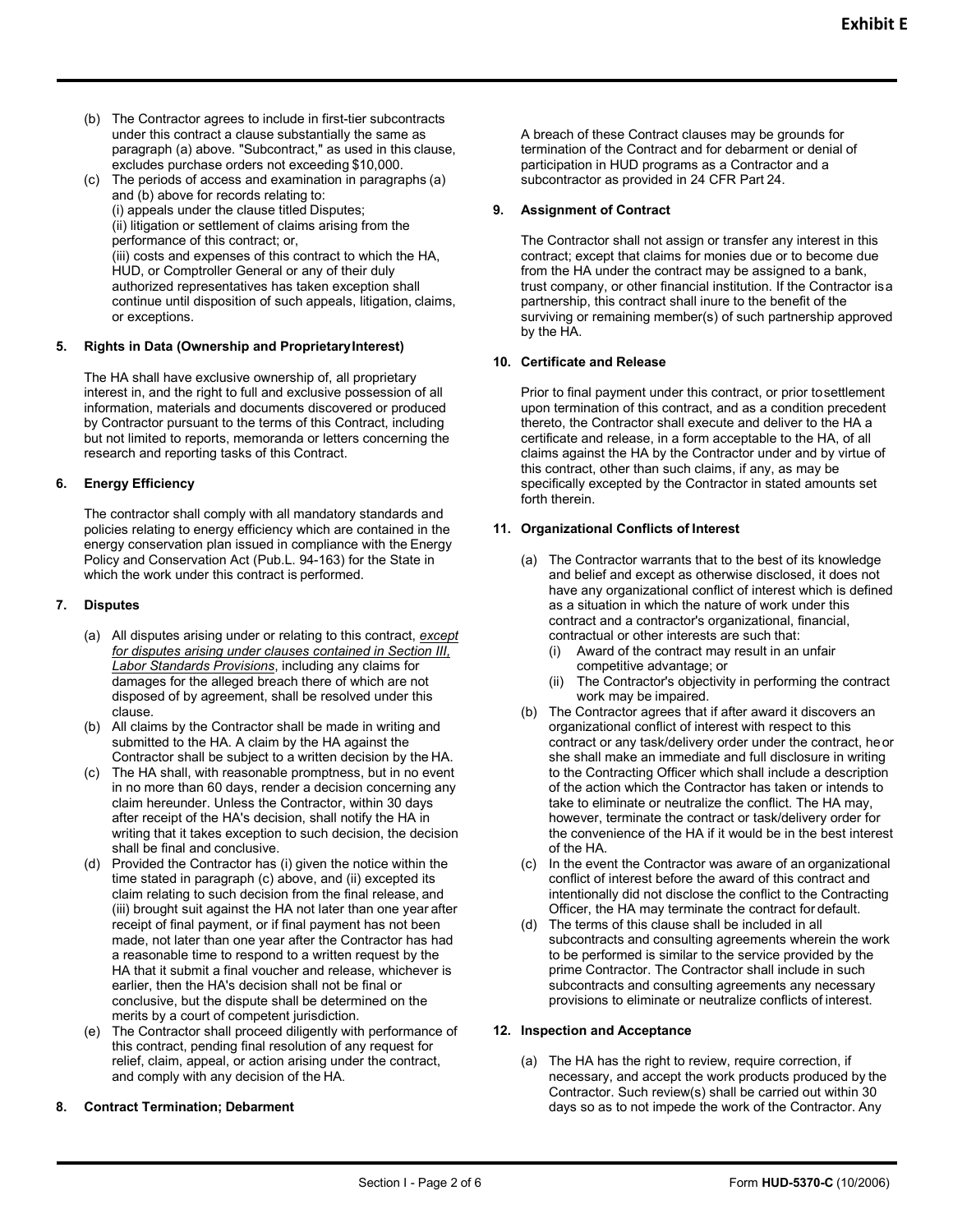(b) The Contractor agrees to include in first-tier subcontracts under this contract a clause substantially the same as paragraph (a) above. "Subcontract," as used in this clause, excludes purchase orders not exceeding $10,000.

(c) The periods of access and examination in paragraphs (a) and (b) above for records relating to:
(i) appeals under the clause titled Disputes;
(ii) litigation or settlement of claims arising from the performance of this contract; or,
(iii) costs and expenses of this contract to which the HA, HUD, or Comptroller General or any of their duly authorized representatives has taken exception shall continue until disposition of such appeals, litigation, claims, or exceptions.

**5. Rights in Data (Ownership and Proprietary Interest)**

The HA shall have exclusive ownership of, all proprietary interest in, and the right to full and exclusive possession of all information, materials and documents discovered or produced by Contractor pursuant to the terms of this Contract, including but not limited to reports, memoranda or letters concerning the research and reporting tasks of this Contract.

**6. Energy Efficiency**

The contractor shall comply with all mandatory standards and policies relating to energy efficiency which are contained in the energy conservation plan issued in compliance with the Energy Policy and Conservation Act (Pub.L. 94-163) for the State in which the work under this contract is performed.

**7. Disputes**

(a) All disputes arising under or relating to this contract, *except for disputes arising under clauses contained in Section III, Labor Standards Provisions*, including any claims for damages for the alleged breach there of which are not disposed of by agreement, shall be resolved under this clause.

(b) All claims by the Contractor shall be made in writing and submitted to the HA. A claim by the HA against the Contractor shall be subject to a written decision by the HA.

(c) The HA shall, with reasonable promptness, but in no event in no more than 60 days, render a decision concerning any claim hereunder. Unless the Contractor, within 30 days after receipt of the HA's decision, shall notify the HA in writing that it takes exception to such decision, the decision shall be final and conclusive.

(d) Provided the Contractor has (i) given the notice within the time stated in paragraph (c) above, and (ii) excepted its claim relating to such decision from the final release, and (iii) brought suit against the HA not later than one year after receipt of final payment, or if final payment has not been made, not later than one year after the Contractor has had a reasonable time to respond to a written request by the HA that it submit a final voucher and release, whichever is earlier, then the HA's decision shall not be final or conclusive, but the dispute shall be determined on the merits by a court of competent jurisdiction.

(e) The Contractor shall proceed diligently with performance of this contract, pending final resolution of any request for relief, claim, appeal, or action arising under the contract, and comply with any decision of the HA.

**8. Contract Termination; Debarment**

A breach of these Contract clauses may be grounds for termination of the Contract and for debarment or denial of participation in HUD programs as a Contractor and a subcontractor as provided in 24 CFR Part 24.

**9. Assignment of Contract**

The Contractor shall not assign or transfer any interest in this contract; except that claims for monies due or to become due from the HA under the contract may be assigned to a bank, trust company, or other financial institution. If the Contractor is a partnership, this contract shall inure to the benefit of the surviving or remaining member(s) of such partnership approved by the HA.

**10. Certificate and Release**

Prior to final payment under this contract, or prior to settlement upon termination of this contract, and as a condition precedent thereto, the Contractor shall execute and deliver to the HA a certificate and release, in a form acceptable to the HA, of all claims against the HA by the Contractor under and by virtue of this contract, other than such claims, if any, as may be specifically excepted by the Contractor in stated amounts set forth therein.

**11. Organizational Conflicts of Interest**

(a) The Contractor warrants that to the best of its knowledge and belief and except as otherwise disclosed, it does not have any organizational conflict of interest which is defined as a situation in which the nature of work under this contract and a contractor's organizational, financial, contractual or other interests are such that:
   (i) Award of the contract may result in an unfair competitive advantage; or
   (ii) The Contractor's objectivity in performing the contract work may be impaired.

(b) The Contractor agrees that if after award it discovers an organizational conflict of interest with respect to this contract or any task/delivery order under the contract, he or she shall make an immediate and full disclosure in writing to the Contracting Officer which shall include a description of the action which the Contractor has taken or intends to take to eliminate or neutralize the conflict. The HA may, however, terminate the contract or task/delivery order for the convenience of the HA if it would be in the best interest of the HA.

(c) In the event the Contractor was aware of an organizational conflict of interest before the award of this contract and intentionally did not disclose the conflict to the Contracting Officer, the HA may terminate the contract for default.

(d) The terms of this clause shall be included in all subcontracts and consulting agreements wherein the work to be performed is similar to the service provided by the prime Contractor. The Contractor shall include in such subcontracts and consulting agreements any necessary provisions to eliminate or neutralize conflicts of interest.

**12. Inspection and Acceptance**

(a) The HA has the right to review, require correction, if necessary, and accept the work products produced by the Contractor. Such review(s) shall be carried out within 30 days so as to not impede the work of the Contractor. Any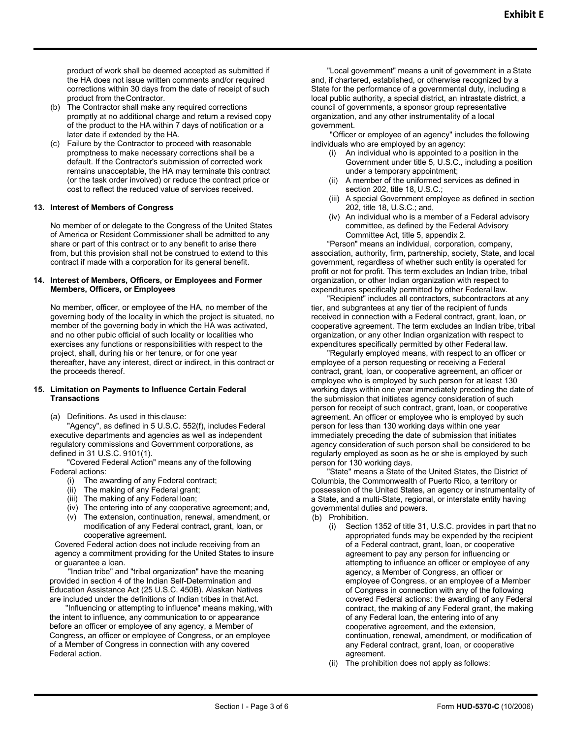product of work shall be deemed accepted as submitted if the HA does not issue written comments and/or required corrections within 30 days from the date of receipt of such product from the Contractor.

(b) The Contractor shall make any required corrections promptly at no additional charge and return a revised copy of the product to the HA within 7 days of notification or a later date if extended by the HA.

(c) Failure by the Contractor to proceed with reasonable promptness to make necessary corrections shall be a default. If the Contractor's submission of corrected work remains unacceptable, the HA may terminate this contract (or the task order involved) or reduce the contract price or cost to reflect the reduced value of services received.

**13. Interest of Members of Congress**

No member of or delegate to the Congress of the United States of America or Resident Commissioner shall be admitted to any share or part of this contract or to any benefit to arise there from, but this provision shall not be construed to extend to this contract if made with a corporation for its general benefit.

**14. Interest of Members, Officers, or Employees and Former Members, Officers, or Employees**

No member, officer, or employee of the HA, no member of the governing body of the locality in which the project is situated, no member of the governing body in which the HA was activated, and no other pubic official of such locality or localities who exercises any functions or responsibilities with respect to the project, shall, during his or her tenure, or for one year thereafter, have any interest, direct or indirect, in this contract or the proceeds thereof.

**15. Limitation on Payments to Influence Certain Federal Transactions**

(a) Definitions. As used in this clause:

"Agency", as defined in 5 U.S.C. 552(f), includes Federal executive departments and agencies as well as independent regulatory commissions and Government corporations, as defined in 31 U.S.C. 9101(1).

"Covered Federal Action" means any of the following Federal actions:

(i) The awarding of any Federal contract;
(ii) The making of any Federal grant;
(iii) The making of any Federal loan;
(iv) The entering into of any cooperative agreement; and,
(v) The extension, continuation, renewal, amendment, or modification of any Federal contract, grant, loan, or cooperative agreement.

Covered Federal action does not include receiving from an agency a commitment providing for the United States to insure or guarantee a loan.

"Indian tribe" and "tribal organization" have the meaning provided in section 4 of the Indian Self-Determination and Education Assistance Act (25 U.S.C. 450B). Alaskan Natives are included under the definitions of Indian tribes in that Act.

"Influencing or attempting to influence" means making, with the intent to influence, any communication to or appearance before an officer or employee of any agency, a Member of Congress, an officer or employee of Congress, or an employee of a Member of Congress in connection with any covered Federal action.

"Local government" means a unit of government in a State and, if chartered, established, or otherwise recognized by a State for the performance of a governmental duty, including a local public authority, a special district, an intrastate district, a council of governments, a sponsor group representative organization, and any other instrumentality of a local government.

"Officer or employee of an agency" includes the following individuals who are employed by an agency:

(i) An individual who is appointed to a position in the Government under title 5, U.S.C., including a position under a temporary appointment;
(ii) A member of the uniformed services as defined in section 202, title 18, U.S.C.;
(iii) A special Government employee as defined in section 202, title 18, U.S.C.; and,
(iv) An individual who is a member of a Federal advisory committee, as defined by the Federal Advisory Committee Act, title 5, appendix 2.

"Person" means an individual, corporation, company, association, authority, firm, partnership, society, State, and local government, regardless of whether such entity is operated for profit or not for profit. This term excludes an Indian tribe, tribal organization, or other Indian organization with respect to expenditures specifically permitted by other Federal law.

"Recipient" includes all contractors, subcontractors at any tier, and subgrantees at any tier of the recipient of funds received in connection with a Federal contract, grant, loan, or cooperative agreement. The term excludes an Indian tribe, tribal organization, or any other Indian organization with respect to expenditures specifically permitted by other Federal law.

"Regularly employed means, with respect to an officer or employee of a person requesting or receiving a Federal contract, grant, loan, or cooperative agreement, an officer or employee who is employed by such person for at least 130 working days within one year immediately preceding the date of the submission that initiates agency consideration of such person for receipt of such contract, grant, loan, or cooperative agreement. An officer or employee who is employed by such person for less than 130 working days within one year immediately preceding the date of submission that initiates agency consideration of such person shall be considered to be regularly employed as soon as he or she is employed by such person for 130 working days.

"State" means a State of the United States, the District of Columbia, the Commonwealth of Puerto Rico, a territory or possession of the United States, an agency or instrumentality of a State, and a multi-State, regional, or interstate entity having governmental duties and powers.

(b) Prohibition.

(i) Section 1352 of title 31, U.S.C. provides in part that no appropriated funds may be expended by the recipient of a Federal contract, grant, loan, or cooperative agreement to pay any person for influencing or attempting to influence an officer or employee of any agency, a Member of Congress, an officer or employee of Congress, or an employee of a Member of Congress in connection with any of the following covered Federal actions: the awarding of any Federal contract, the making of any Federal grant, the making of any Federal loan, the entering into of any cooperative agreement, and the extension, continuation, renewal, amendment, or modification of any Federal contract, grant, loan, or cooperative agreement.

(ii) The prohibition does not apply as follows: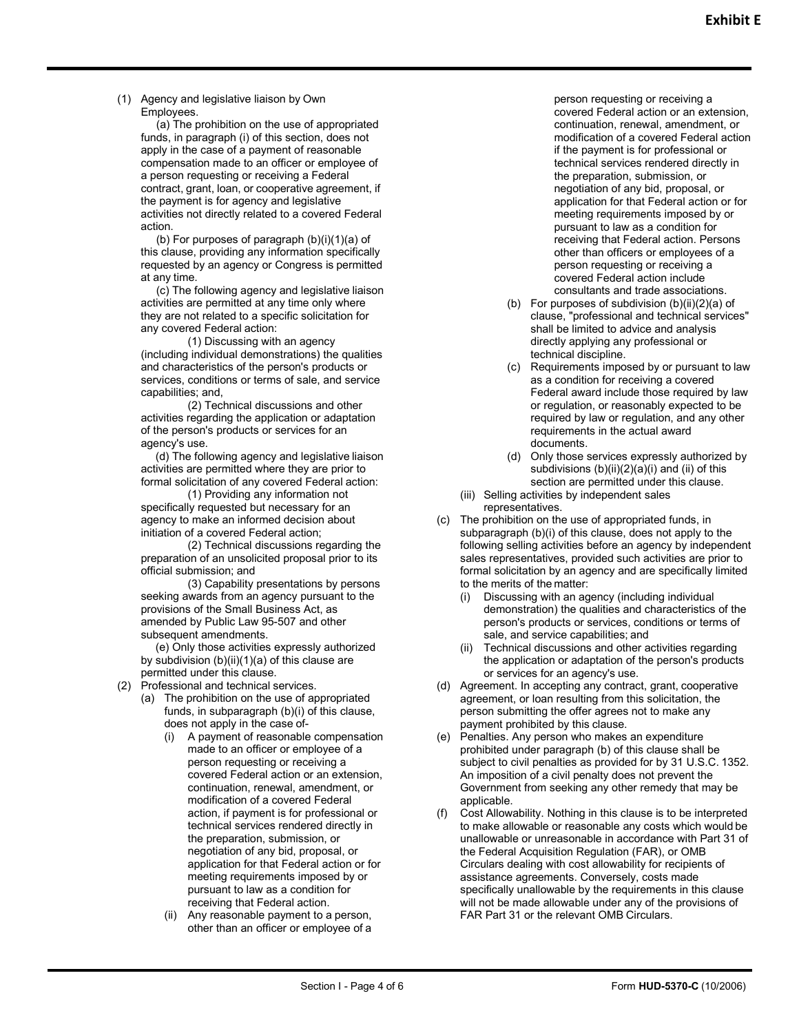**Exhibit E**

(1) Agency and legislative liaison by Own Employees.

   (a) The prohibition on the use of appropriated funds, in paragraph (i) of this section, does not apply in the case of a payment of reasonable compensation made to an officer or employee of a person requesting or receiving a Federal contract, grant, loan, or cooperative agreement, if the payment is for agency and legislative activities not directly related to a covered Federal action.

   (b) For purposes of paragraph (b)(i)(1)(a) of this clause, providing any information specifically requested by an agency or Congress is permitted at any time.

   (c) The following agency and legislative liaison activities are permitted at any time only where they are not related to a specific solicitation for any covered Federal action:

      (1) Discussing with an agency (including individual demonstrations) the qualities and characteristics of the person's products or services, conditions or terms of sale, and service capabilities; and,

      (2) Technical discussions and other activities regarding the application or adaptation of the person's products or services for an agency's use.

   (d) The following agency and legislative liaison activities are permitted where they are prior to formal solicitation of any covered Federal action:

      (1) Providing any information not specifically requested but necessary for an agency to make an informed decision about initiation of a covered Federal action;

      (2) Technical discussions regarding the preparation of an unsolicited proposal prior to its official submission; and

      (3) Capability presentations by persons seeking awards from an agency pursuant to the provisions of the Small Business Act, as amended by Public Law 95-507 and other subsequent amendments.

   (e) Only those activities expressly authorized by subdivision (b)(ii)(1)(a) of this clause are permitted under this clause.

(2) Professional and technical services.

   (a) The prohibition on the use of appropriated funds, in subparagraph (b)(i) of this clause, does not apply in the case of-

      (i) A payment of reasonable compensation made to an officer or employee of a person requesting or receiving a covered Federal action or an extension, continuation, renewal, amendment, or modification of a covered Federal action, if payment is for professional or technical services rendered directly in the preparation, submission, or negotiation of any bid, proposal, or application for that Federal action or for meeting requirements imposed by or pursuant to law as a condition for receiving that Federal action.

      (ii) Any reasonable payment to a person, other than an officer or employee of a person requesting or receiving a covered Federal action or an extension, continuation, renewal, amendment, or modification of a covered Federal action if the payment is for professional or technical services rendered directly in the preparation, submission, or negotiation of any bid, proposal, or application for that Federal action or for meeting requirements imposed by or pursuant to law as a condition for receiving that Federal action. Persons other than officers or employees of a person requesting or receiving a covered Federal action include consultants and trade associations.

   (b) For purposes of subdivision (b)(ii)(2)(a) of clause, "professional and technical services" shall be limited to advice and analysis directly applying any professional or technical discipline.

   (c) Requirements imposed by or pursuant to law as a condition for receiving a covered Federal award include those required by law or regulation, or reasonably expected to be required by law or regulation, and any other requirements in the actual award documents.

   (d) Only those services expressly authorized by subdivisions (b)(ii)(2)(a)(i) and (ii) of this section are permitted under this clause.

(iii) Selling activities by independent sales representatives.

(c) The prohibition on the use of appropriated funds, in subparagraph (b)(i) of this clause, does not apply to the following selling activities before an agency by independent sales representatives, provided such activities are prior to formal solicitation by an agency and are specifically limited to the merits of the matter:

   (i) Discussing with an agency (including individual demonstration) the qualities and characteristics of the person's products or services, conditions or terms of sale, and service capabilities; and

   (ii) Technical discussions and other activities regarding the application or adaptation of the person's products or services for an agency's use.

(d) Agreement. In accepting any contract, grant, cooperative agreement, or loan resulting from this solicitation, the person submitting the offer agrees not to make any payment prohibited by this clause.

(e) Penalties. Any person who makes an expenditure prohibited under paragraph (b) of this clause shall be subject to civil penalties as provided for by 31 U.S.C. 1352. An imposition of a civil penalty does not prevent the Government from seeking any other remedy that may be applicable.

(f) Cost Allowability. Nothing in this clause is to be interpreted to make allowable or reasonable any costs which would be unallowable or unreasonable in accordance with Part 31 of the Federal Acquisition Regulation (FAR), or OMB Circulars dealing with cost allowability for recipients of assistance agreements. Conversely, costs made specifically unallowable by the requirements in this clause will not be made allowable under any of the provisions of FAR Part 31 or the relevant OMB Circulars.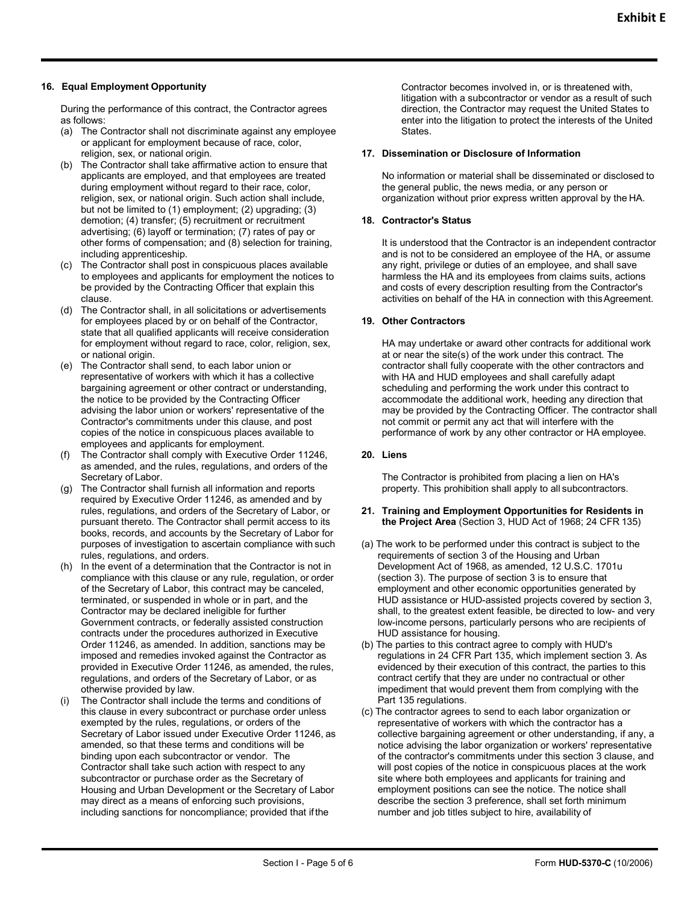**Exhibit E**

**16. Equal Employment Opportunity**

During the performance of this contract, the Contractor agrees as follows:

(a) The Contractor shall not discriminate against any employee or applicant for employment because of race, color, religion, sex, or national origin.

(b) The Contractor shall take affirmative action to ensure that applicants are employed, and that employees are treated during employment without regard to their race, color, religion, sex, or national origin. Such action shall include, but not be limited to (1) employment; (2) upgrading; (3) demotion; (4) transfer; (5) recruitment or recruitment advertising; (6) layoff or termination; (7) rates of pay or other forms of compensation; and (8) selection for training, including apprenticeship.

(c) The Contractor shall post in conspicuous places available to employees and applicants for employment the notices to be provided by the Contracting Officer that explain this clause.

(d) The Contractor shall, in all solicitations or advertisements for employees placed by or on behalf of the Contractor, state that all qualified applicants will receive consideration for employment without regard to race, color, religion, sex, or national origin.

(e) The Contractor shall send, to each labor union or representative of workers with which it has a collective bargaining agreement or other contract or understanding, the notice to be provided by the Contracting Officer advising the labor union or workers' representative of the Contractor's commitments under this clause, and post copies of the notice in conspicuous places available to employees and applicants for employment.

(f) The Contractor shall comply with Executive Order 11246, as amended, and the rules, regulations, and orders of the Secretary of Labor.

(g) The Contractor shall furnish all information and reports required by Executive Order 11246, as amended and by rules, regulations, and orders of the Secretary of Labor, or pursuant thereto. The Contractor shall permit access to its books, records, and accounts by the Secretary of Labor for purposes of investigation to ascertain compliance with such rules, regulations, and orders.

(h) In the event of a determination that the Contractor is not in compliance with this clause or any rule, regulation, or order of the Secretary of Labor, this contract may be canceled, terminated, or suspended in whole or in part, and the Contractor may be declared ineligible for further Government contracts, or federally assisted construction contracts under the procedures authorized in Executive Order 11246, as amended. In addition, sanctions may be imposed and remedies invoked against the Contractor as provided in Executive Order 11246, as amended, the rules, regulations, and orders of the Secretary of Labor, or as otherwise provided by law.

(i) The Contractor shall include the terms and conditions of this clause in every subcontract or purchase order unless exempted by the rules, regulations, or orders of the Secretary of Labor issued under Executive Order 11246, as amended, so that these terms and conditions will be binding upon each subcontractor or vendor. The Contractor shall take such action with respect to any subcontractor or purchase order as the Secretary of Housing and Urban Development or the Secretary of Labor may direct as a means of enforcing such provisions, including sanctions for noncompliance; provided that if the Contractor becomes involved in, or is threatened with, litigation with a subcontractor or vendor as a result of such direction, the Contractor may request the United States to enter into the litigation to protect the interests of the United States.

**17. Dissemination or Disclosure of Information**

No information or material shall be disseminated or disclosed to the general public, the news media, or any person or organization without prior express written approval by the HA.

**18. Contractor's Status**

It is understood that the Contractor is an independent contractor and is not to be considered an employee of the HA, or assume any right, privilege or duties of an employee, and shall save harmless the HA and its employees from claims suits, actions and costs of every description resulting from the Contractor's activities on behalf of the HA in connection with this Agreement.

**19. Other Contractors**

HA may undertake or award other contracts for additional work at or near the site(s) of the work under this contract. The contractor shall fully cooperate with the other contractors and with HA and HUD employees and shall carefully adapt scheduling and performing the work under this contract to accommodate the additional work, heeding any direction that may be provided by the Contracting Officer. The contractor shall not commit or permit any act that will interfere with the performance of work by any other contractor or HA employee.

**20. Liens**

The Contractor is prohibited from placing a lien on HA's property. This prohibition shall apply to all subcontractors.

**21. Training and Employment Opportunities for Residents in the Project Area** (Section 3, HUD Act of 1968; 24 CFR 135)

(a) The work to be performed under this contract is subject to the requirements of section 3 of the Housing and Urban Development Act of 1968, as amended, 12 U.S.C. 1701u (section 3). The purpose of section 3 is to ensure that employment and other economic opportunities generated by HUD assistance or HUD-assisted projects covered by section 3, shall, to the greatest extent feasible, be directed to low- and very low-income persons, particularly persons who are recipients of HUD assistance for housing.

(b) The parties to this contract agree to comply with HUD's regulations in 24 CFR Part 135, which implement section 3. As evidenced by their execution of this contract, the parties to this contract certify that they are under no contractual or other impediment that would prevent them from complying with the Part 135 regulations.

(c) The contractor agrees to send to each labor organization or representative of workers with which the contractor has a collective bargaining agreement or other understanding, if any, a notice advising the labor organization or workers' representative of the contractor's commitments under this section 3 clause, and will post copies of the notice in conspicuous places at the work site where both employees and applicants for training and employment positions can see the notice. The notice shall describe the section 3 preference, shall set forth minimum number and job titles subject to hire, availability of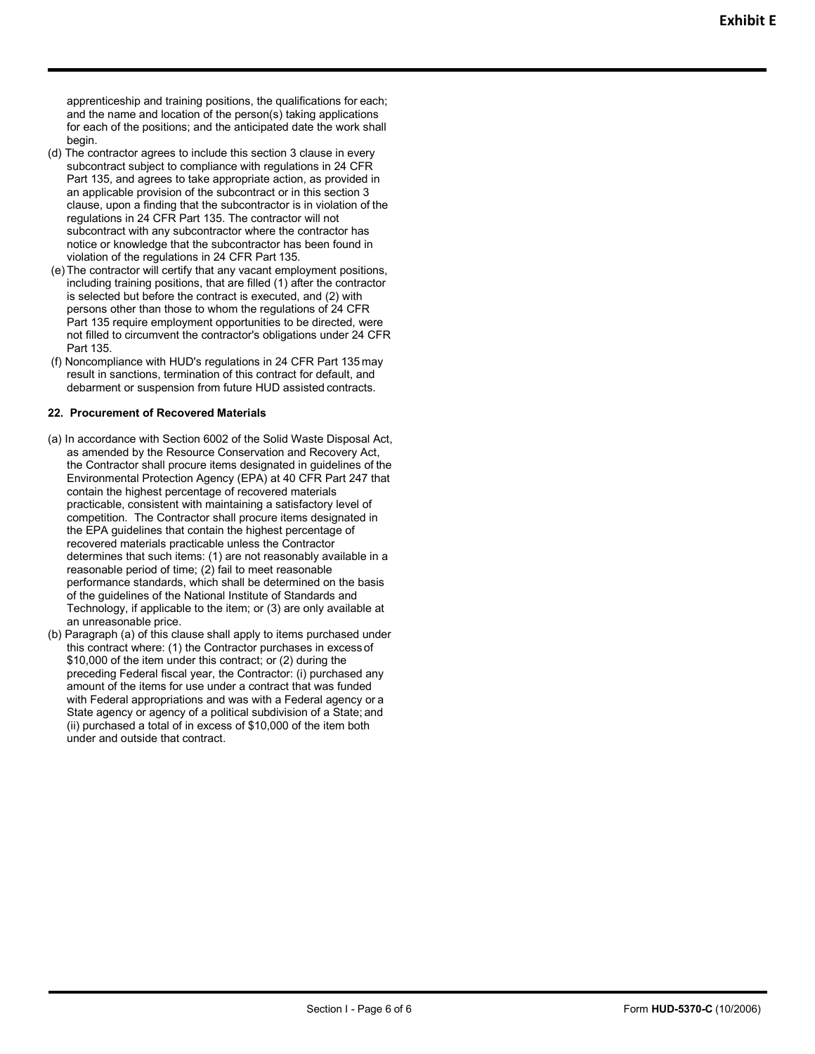apprenticeship and training positions, the qualifications for each; and the name and location of the person(s) taking applications for each of the positions; and the anticipated date the work shall begin.

(d) The contractor agrees to include this section 3 clause in every subcontract subject to compliance with regulations in 24 CFR Part 135, and agrees to take appropriate action, as provided in an applicable provision of the subcontract or in this section 3 clause, upon a finding that the subcontractor is in violation of the regulations in 24 CFR Part 135. The contractor will not subcontract with any subcontractor where the contractor has notice or knowledge that the subcontractor has been found in violation of the regulations in 24 CFR Part 135.

(e) The contractor will certify that any vacant employment positions, including training positions, that are filled (1) after the contractor is selected but before the contract is executed, and (2) with persons other than those to whom the regulations of 24 CFR Part 135 require employment opportunities to be directed, were not filled to circumvent the contractor's obligations under 24 CFR Part 135.

(f) Noncompliance with HUD's regulations in 24 CFR Part 135 may result in sanctions, termination of this contract for default, and debarment or suspension from future HUD assisted contracts.

**22. Procurement of Recovered Materials**

(a) In accordance with Section 6002 of the Solid Waste Disposal Act, as amended by the Resource Conservation and Recovery Act, the Contractor shall procure items designated in guidelines of the Environmental Protection Agency (EPA) at 40 CFR Part 247 that contain the highest percentage of recovered materials practicable, consistent with maintaining a satisfactory level of competition. The Contractor shall procure items designated in the EPA guidelines that contain the highest percentage of recovered materials practicable unless the Contractor determines that such items: (1) are not reasonably available in a reasonable period of time; (2) fail to meet reasonable performance standards, which shall be determined on the basis of the guidelines of the National Institute of Standards and Technology, if applicable to the item; or (3) are only available at an unreasonable price.

(b) Paragraph (a) of this clause shall apply to items purchased under this contract where: (1) the Contractor purchases in excess of $10,000 of the item under this contract; or (2) during the preceding Federal fiscal year, the Contractor: (i) purchased any amount of the items for use under a contract that was funded with Federal appropriations and was with a Federal agency or a State agency or agency of a political subdivision of a State; and (ii) purchased a total of in excess of $10,000 of the item both under and outside that contract.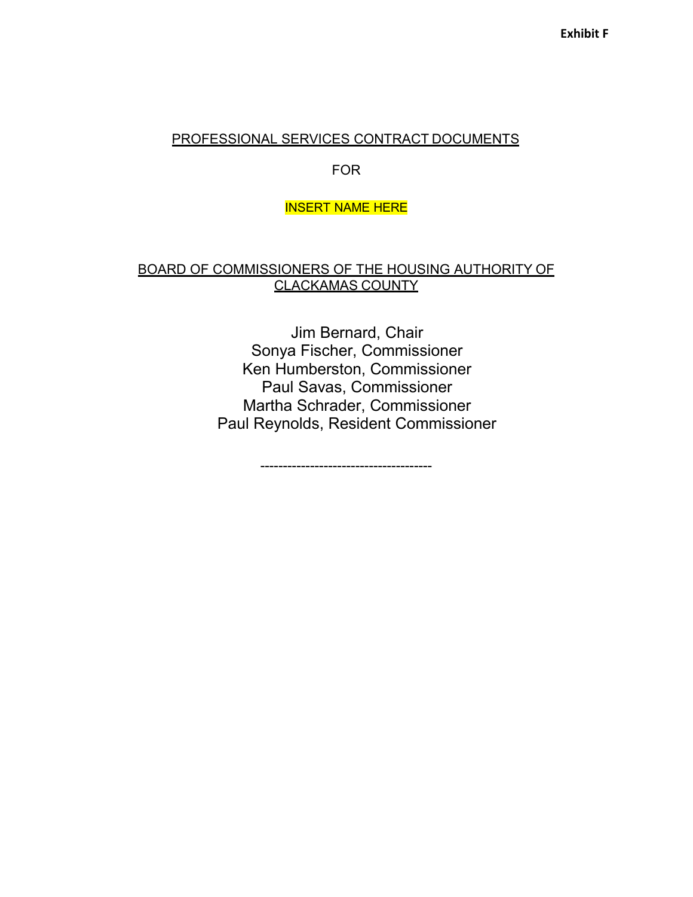**Exhibit F**

PROFESSIONAL SERVICES CONTRACT DOCUMENTS

FOR

INSERT NAME HERE

BOARD OF COMMISSIONERS OF THE HOUSING AUTHORITY OF CLACKAMAS COUNTY

Jim Bernard, Chair
Sonya Fischer, Commissioner
Ken Humberston, Commissioner
Paul Savas, Commissioner
Martha Schrader, Commissioner
Paul Reynolds, Resident Commissioner

--------------------------------------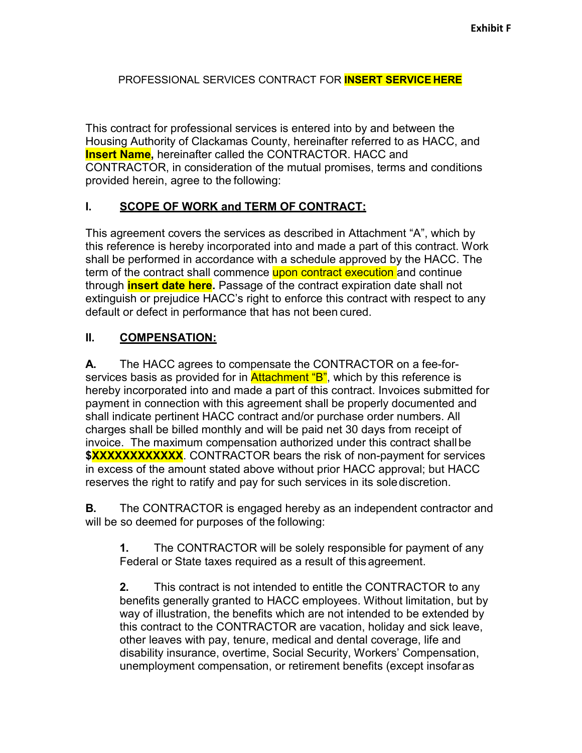**Exhibit F**

PROFESSIONAL SERVICES CONTRACT FOR **INSERT SERVICE HERE**

This contract for professional services is entered into by and between the Housing Authority of Clackamas County, hereinafter referred to as HACC, and **Insert Name,** hereinafter called the CONTRACTOR. HACC and CONTRACTOR, in consideration of the mutual promises, terms and conditions provided herein, agree to the following:

## I. SCOPE OF WORK and TERM OF CONTRACT:

This agreement covers the services as described in Attachment "A", which by this reference is hereby incorporated into and made a part of this contract. Work shall be performed in accordance with a schedule approved by the HACC. The term of the contract shall commence upon contract execution and continue through **insert date here.** Passage of the contract expiration date shall not extinguish or prejudice HACC's right to enforce this contract with respect to any default or defect in performance that has not been cured.

## II. COMPENSATION:

**A.** The HACC agrees to compensate the CONTRACTOR on a fee-for-services basis as provided for in Attachment "B", which by this reference is hereby incorporated into and made a part of this contract. Invoices submitted for payment in connection with this agreement shall be properly documented and shall indicate pertinent HACC contract and/or purchase order numbers. All charges shall be billed monthly and will be paid net 30 days from receipt of invoice. The maximum compensation authorized under this contract shall be **$XXXXXXXXXXXX**. CONTRACTOR bears the risk of non-payment for services in excess of the amount stated above without prior HACC approval; but HACC reserves the right to ratify and pay for such services in its sole discretion.

**B.** The CONTRACTOR is engaged hereby as an independent contractor and will be so deemed for purposes of the following:

> **1.** The CONTRACTOR will be solely responsible for payment of any Federal or State taxes required as a result of this agreement.
>
> **2.** This contract is not intended to entitle the CONTRACTOR to any benefits generally granted to HACC employees. Without limitation, but by way of illustration, the benefits which are not intended to be extended by this contract to the CONTRACTOR are vacation, holiday and sick leave, other leaves with pay, tenure, medical and dental coverage, life and disability insurance, overtime, Social Security, Workers' Compensation, unemployment compensation, or retirement benefits (except insofar as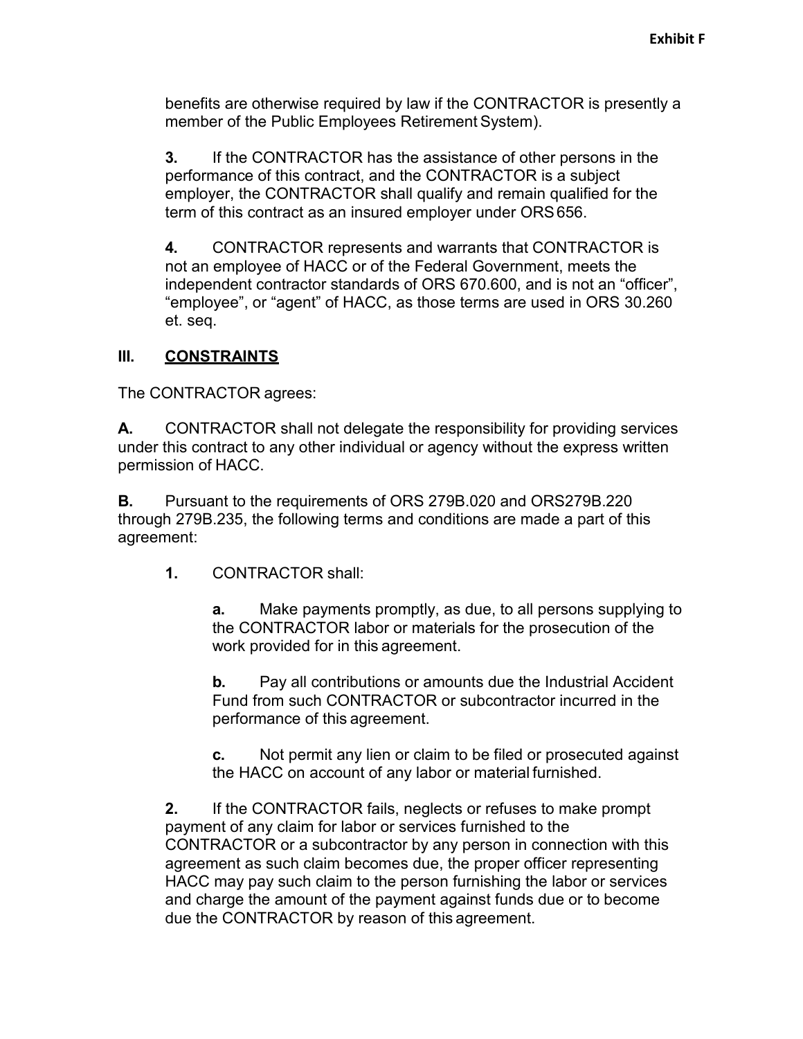benefits are otherwise required by law if the CONTRACTOR is presently a member of the Public Employees Retirement System).

**3.** If the CONTRACTOR has the assistance of other persons in the performance of this contract, and the CONTRACTOR is a subject employer, the CONTRACTOR shall qualify and remain qualified for the term of this contract as an insured employer under ORS 656.

**4.** CONTRACTOR represents and warrants that CONTRACTOR is not an employee of HACC or of the Federal Government, meets the independent contractor standards of ORS 670.600, and is not an "officer", "employee", or "agent" of HACC, as those terms are used in ORS 30.260 et. seq.

## III. CONSTRAINTS

The CONTRACTOR agrees:

**A.** CONTRACTOR shall not delegate the responsibility for providing services under this contract to any other individual or agency without the express written permission of HACC.

**B.** Pursuant to the requirements of ORS 279B.020 and ORS279B.220 through 279B.235, the following terms and conditions are made a part of this agreement:

**1.** CONTRACTOR shall:

**a.** Make payments promptly, as due, to all persons supplying to the CONTRACTOR labor or materials for the prosecution of the work provided for in this agreement.

**b.** Pay all contributions or amounts due the Industrial Accident Fund from such CONTRACTOR or subcontractor incurred in the performance of this agreement.

**c.** Not permit any lien or claim to be filed or prosecuted against the HACC on account of any labor or material furnished.

**2.** If the CONTRACTOR fails, neglects or refuses to make prompt payment of any claim for labor or services furnished to the CONTRACTOR or a subcontractor by any person in connection with this agreement as such claim becomes due, the proper officer representing HACC may pay such claim to the person furnishing the labor or services and charge the amount of the payment against funds due or to become due the CONTRACTOR by reason of this agreement.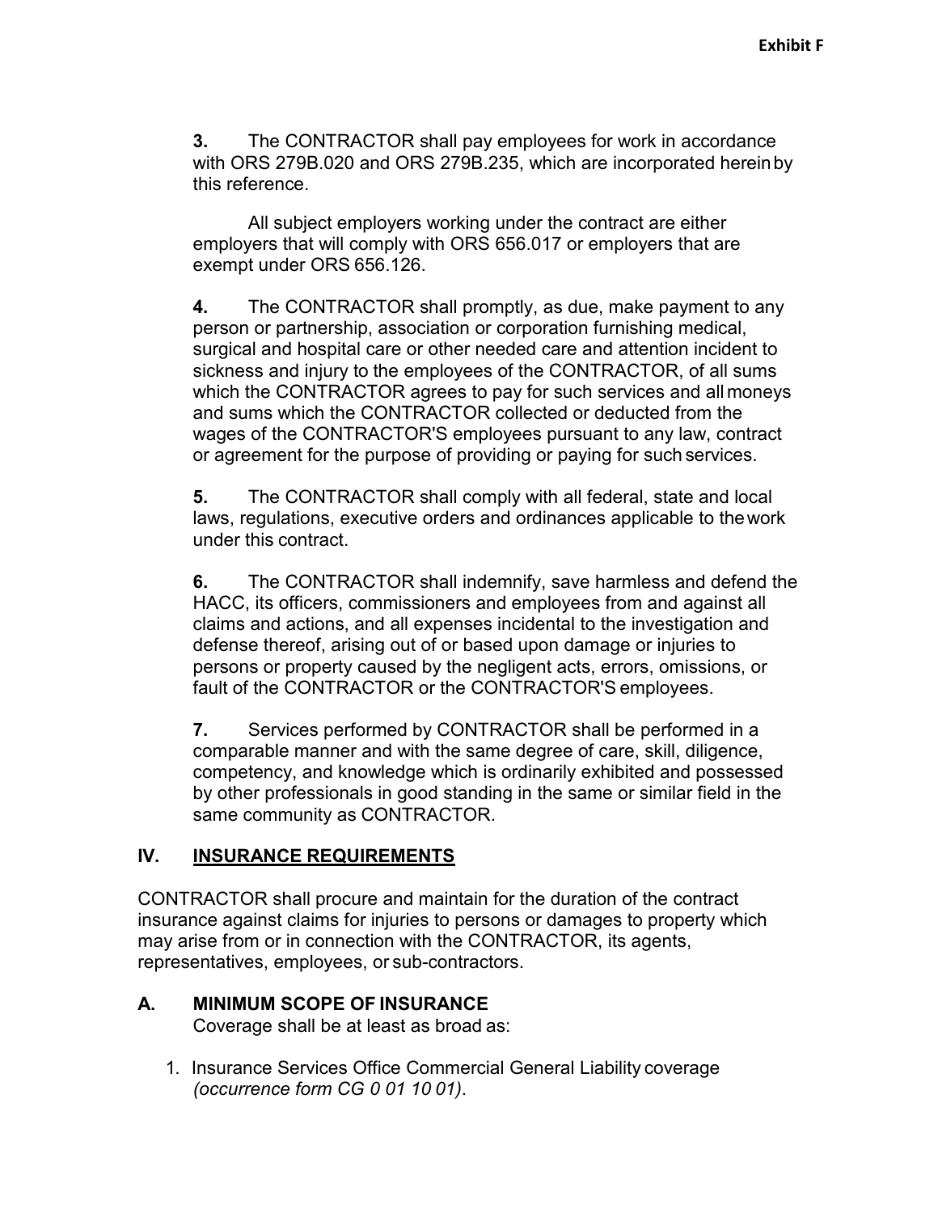**3.** The CONTRACTOR shall pay employees for work in accordance with ORS 279B.020 and ORS 279B.235, which are incorporated herein by this reference.

All subject employers working under the contract are either employers that will comply with ORS 656.017 or employers that are exempt under ORS 656.126.

**4.** The CONTRACTOR shall promptly, as due, make payment to any person or partnership, association or corporation furnishing medical, surgical and hospital care or other needed care and attention incident to sickness and injury to the employees of the CONTRACTOR, of all sums which the CONTRACTOR agrees to pay for such services and all moneys and sums which the CONTRACTOR collected or deducted from the wages of the CONTRACTOR'S employees pursuant to any law, contract or agreement for the purpose of providing or paying for such services.

**5.** The CONTRACTOR shall comply with all federal, state and local laws, regulations, executive orders and ordinances applicable to the work under this contract.

**6.** The CONTRACTOR shall indemnify, save harmless and defend the HACC, its officers, commissioners and employees from and against all claims and actions, and all expenses incidental to the investigation and defense thereof, arising out of or based upon damage or injuries to persons or property caused by the negligent acts, errors, omissions, or fault of the CONTRACTOR or the CONTRACTOR'S employees.

**7.** Services performed by CONTRACTOR shall be performed in a comparable manner and with the same degree of care, skill, diligence, competency, and knowledge which is ordinarily exhibited and possessed by other professionals in good standing in the same or similar field in the same community as CONTRACTOR.

## IV. INSURANCE REQUIREMENTS

CONTRACTOR shall procure and maintain for the duration of the contract insurance against claims for injuries to persons or damages to property which may arise from or in connection with the CONTRACTOR, its agents, representatives, employees, or sub-contractors.

### A. MINIMUM SCOPE OF INSURANCE

Coverage shall be at least as broad as:

1. Insurance Services Office Commercial General Liability coverage *(occurrence form CG 0 01 10 01).*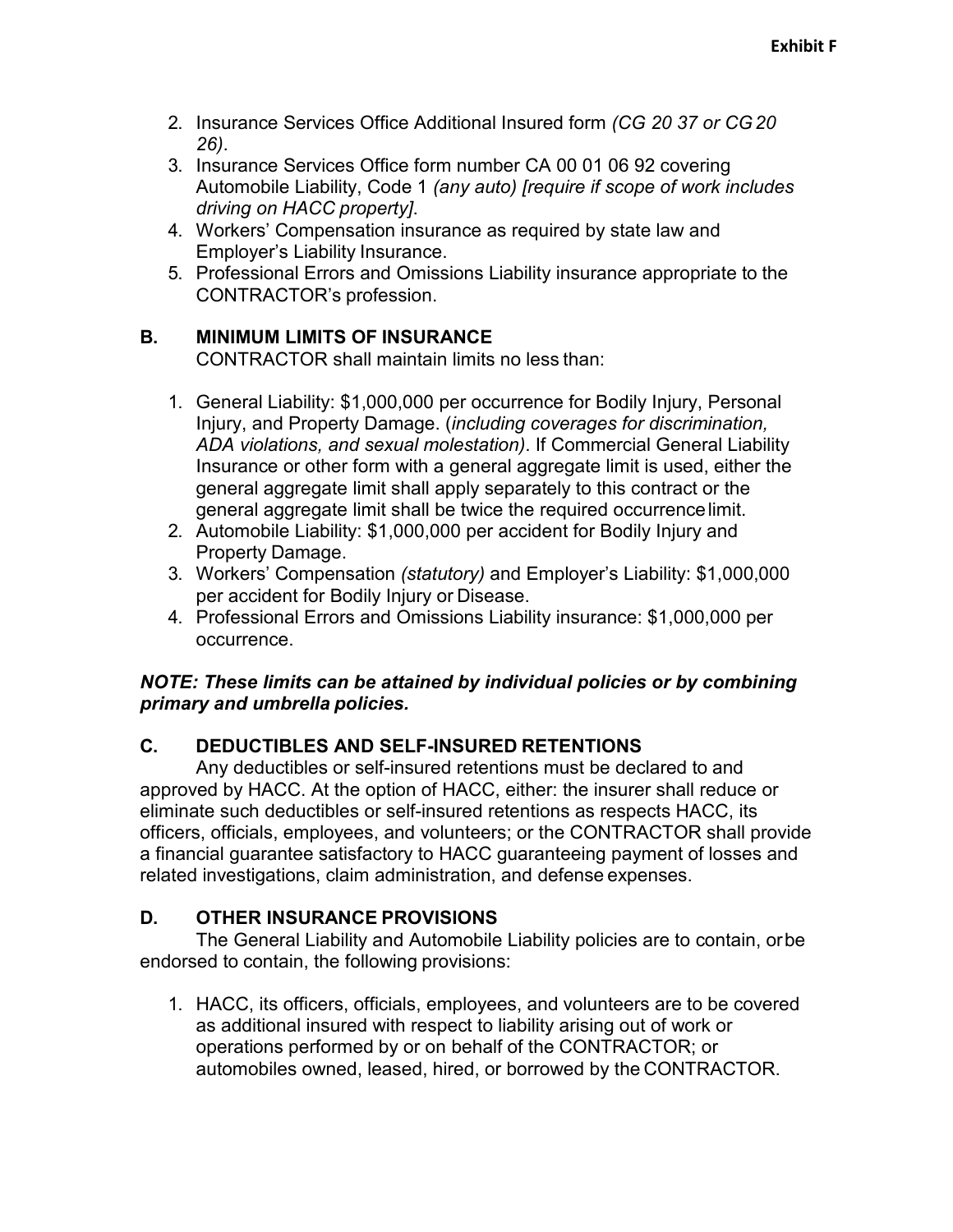2. Insurance Services Office Additional Insured form *(CG 20 37 or CG 20 26)*.
3. Insurance Services Office form number CA 00 01 06 92 covering Automobile Liability, Code 1 *(any auto) [require if scope of work includes driving on HACC property]*.
4. Workers' Compensation insurance as required by state law and Employer's Liability Insurance.
5. Professional Errors and Omissions Liability insurance appropriate to the CONTRACTOR's profession.

## B. MINIMUM LIMITS OF INSURANCE

CONTRACTOR shall maintain limits no less than:

1. General Liability: $1,000,000 per occurrence for Bodily Injury, Personal Injury, and Property Damage. (*including coverages for discrimination, ADA violations, and sexual molestation)*. If Commercial General Liability Insurance or other form with a general aggregate limit is used, either the general aggregate limit shall apply separately to this contract or the general aggregate limit shall be twice the required occurrence limit.
2. Automobile Liability: $1,000,000 per accident for Bodily Injury and Property Damage.
3. Workers' Compensation *(statutory)* and Employer's Liability: $1,000,000 per accident for Bodily Injury or Disease.
4. Professional Errors and Omissions Liability insurance: $1,000,000 per occurrence.

***NOTE: These limits can be attained by individual policies or by combining primary and umbrella policies.***

## C. DEDUCTIBLES AND SELF-INSURED RETENTIONS

Any deductibles or self-insured retentions must be declared to and approved by HACC. At the option of HACC, either: the insurer shall reduce or eliminate such deductibles or self-insured retentions as respects HACC, its officers, officials, employees, and volunteers; or the CONTRACTOR shall provide a financial guarantee satisfactory to HACC guaranteeing payment of losses and related investigations, claim administration, and defense expenses.

## D. OTHER INSURANCE PROVISIONS

The General Liability and Automobile Liability policies are to contain, or be endorsed to contain, the following provisions:

1. HACC, its officers, officials, employees, and volunteers are to be covered as additional insured with respect to liability arising out of work or operations performed by or on behalf of the CONTRACTOR; or automobiles owned, leased, hired, or borrowed by the CONTRACTOR.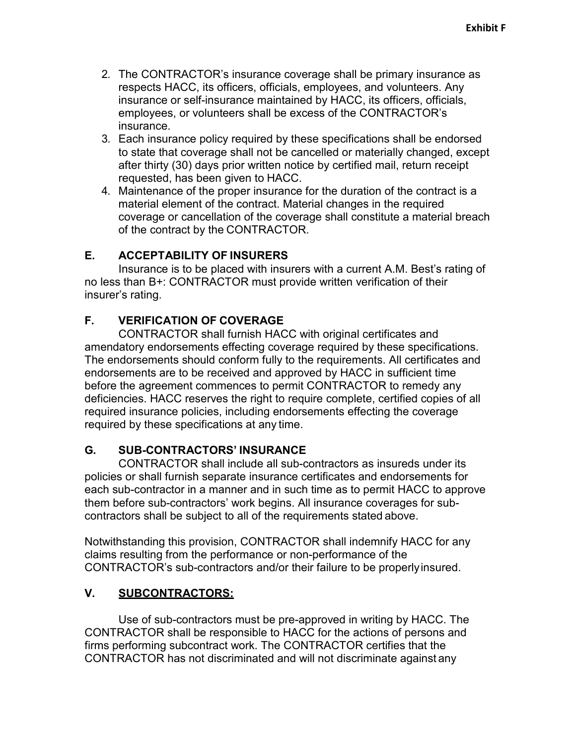**Exhibit F**

2. The CONTRACTOR's insurance coverage shall be primary insurance as respects HACC, its officers, officials, employees, and volunteers. Any insurance or self-insurance maintained by HACC, its officers, officials, employees, or volunteers shall be excess of the CONTRACTOR's insurance.
3. Each insurance policy required by these specifications shall be endorsed to state that coverage shall not be cancelled or materially changed, except after thirty (30) days prior written notice by certified mail, return receipt requested, has been given to HACC.
4. Maintenance of the proper insurance for the duration of the contract is a material element of the contract. Material changes in the required coverage or cancellation of the coverage shall constitute a material breach of the contract by the CONTRACTOR.

## E. ACCEPTABILITY OF INSURERS

Insurance is to be placed with insurers with a current A.M. Best's rating of no less than B+: CONTRACTOR must provide written verification of their insurer's rating.

## F. VERIFICATION OF COVERAGE

CONTRACTOR shall furnish HACC with original certificates and amendatory endorsements effecting coverage required by these specifications. The endorsements should conform fully to the requirements. All certificates and endorsements are to be received and approved by HACC in sufficient time before the agreement commences to permit CONTRACTOR to remedy any deficiencies. HACC reserves the right to require complete, certified copies of all required insurance policies, including endorsements effecting the coverage required by these specifications at any time.

## G. SUB-CONTRACTORS' INSURANCE

CONTRACTOR shall include all sub-contractors as insureds under its policies or shall furnish separate insurance certificates and endorsements for each sub-contractor in a manner and in such time as to permit HACC to approve them before sub-contractors' work begins. All insurance coverages for sub-contractors shall be subject to all of the requirements stated above.

Notwithstanding this provision, CONTRACTOR shall indemnify HACC for any claims resulting from the performance or non-performance of the CONTRACTOR's sub-contractors and/or their failure to be properly insured.

## V. <u>SUBCONTRACTORS:</u>

Use of sub-contractors must be pre-approved in writing by HACC. The CONTRACTOR shall be responsible to HACC for the actions of persons and firms performing subcontract work. The CONTRACTOR certifies that the CONTRACTOR has not discriminated and will not discriminate against any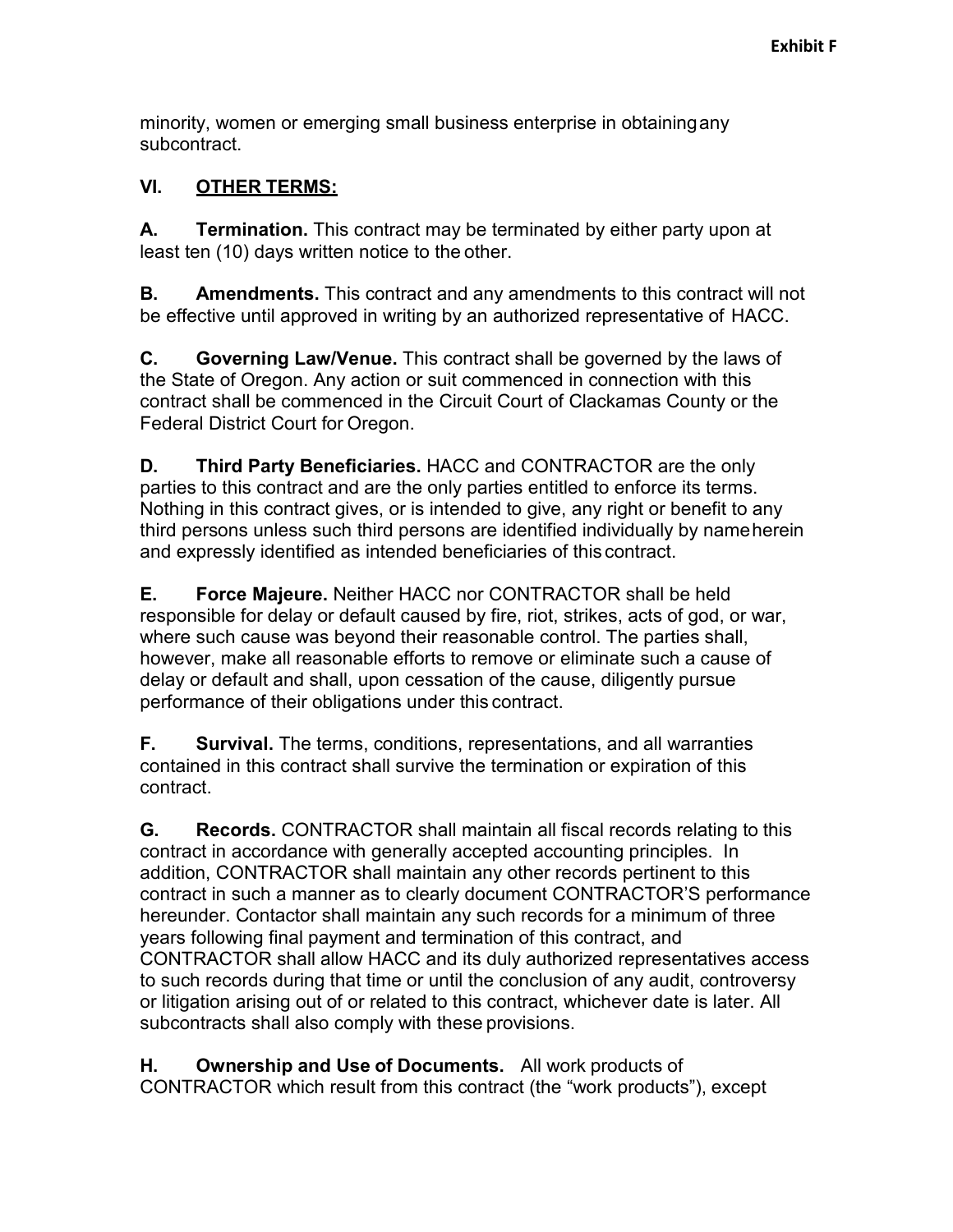minority, women or emerging small business enterprise in obtaining any subcontract.

## VI. OTHER TERMS:

**A. Termination.** This contract may be terminated by either party upon at least ten (10) days written notice to the other.

**B. Amendments.** This contract and any amendments to this contract will not be effective until approved in writing by an authorized representative of HACC.

**C. Governing Law/Venue.** This contract shall be governed by the laws of the State of Oregon. Any action or suit commenced in connection with this contract shall be commenced in the Circuit Court of Clackamas County or the Federal District Court for Oregon.

**D. Third Party Beneficiaries.** HACC and CONTRACTOR are the only parties to this contract and are the only parties entitled to enforce its terms. Nothing in this contract gives, or is intended to give, any right or benefit to any third persons unless such third persons are identified individually by name herein and expressly identified as intended beneficiaries of this contract.

**E. Force Majeure.** Neither HACC nor CONTRACTOR shall be held responsible for delay or default caused by fire, riot, strikes, acts of god, or war, where such cause was beyond their reasonable control. The parties shall, however, make all reasonable efforts to remove or eliminate such a cause of delay or default and shall, upon cessation of the cause, diligently pursue performance of their obligations under this contract.

**F. Survival.** The terms, conditions, representations, and all warranties contained in this contract shall survive the termination or expiration of this contract.

**G. Records.** CONTRACTOR shall maintain all fiscal records relating to this contract in accordance with generally accepted accounting principles. In addition, CONTRACTOR shall maintain any other records pertinent to this contract in such a manner as to clearly document CONTRACTOR'S performance hereunder. Contactor shall maintain any such records for a minimum of three years following final payment and termination of this contract, and CONTRACTOR shall allow HACC and its duly authorized representatives access to such records during that time or until the conclusion of any audit, controversy or litigation arising out of or related to this contract, whichever date is later. All subcontracts shall also comply with these provisions.

**H. Ownership and Use of Documents.** All work products of CONTRACTOR which result from this contract (the "work products"), except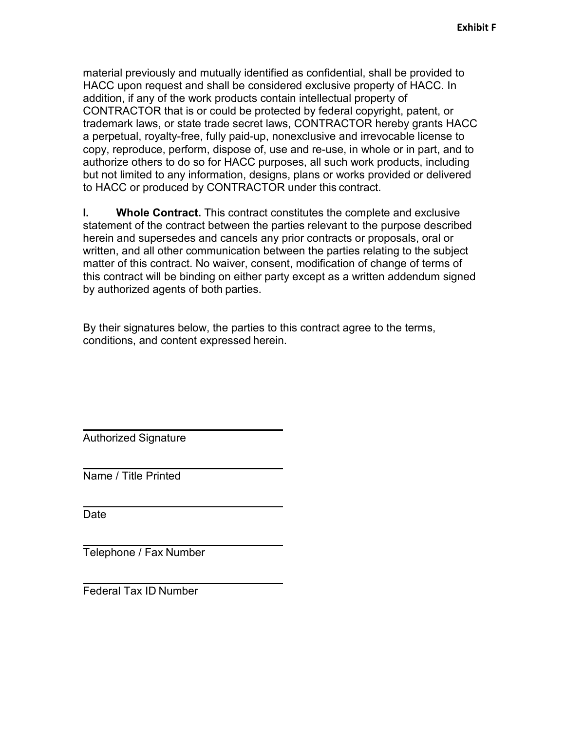material previously and mutually identified as confidential, shall be provided to HACC upon request and shall be considered exclusive property of HACC. In addition, if any of the work products contain intellectual property of CONTRACTOR that is or could be protected by federal copyright, patent, or trademark laws, or state trade secret laws, CONTRACTOR hereby grants HACC a perpetual, royalty-free, fully paid-up, nonexclusive and irrevocable license to copy, reproduce, perform, dispose of, use and re-use, in whole or in part, and to authorize others to do so for HACC purposes, all such work products, including but not limited to any information, designs, plans or works provided or delivered to HACC or produced by CONTRACTOR under this contract.

**I. Whole Contract.** This contract constitutes the complete and exclusive statement of the contract between the parties relevant to the purpose described herein and supersedes and cancels any prior contracts or proposals, oral or written, and all other communication between the parties relating to the subject matter of this contract. No waiver, consent, modification of change of terms of this contract will be binding on either party except as a written addendum signed by authorized agents of both parties.

By their signatures below, the parties to this contract agree to the terms, conditions, and content expressed herein.

______________________________
Authorized Signature

______________________________
Name / Title Printed

______________________________
Date

______________________________
Telephone / Fax Number

______________________________
Federal Tax ID Number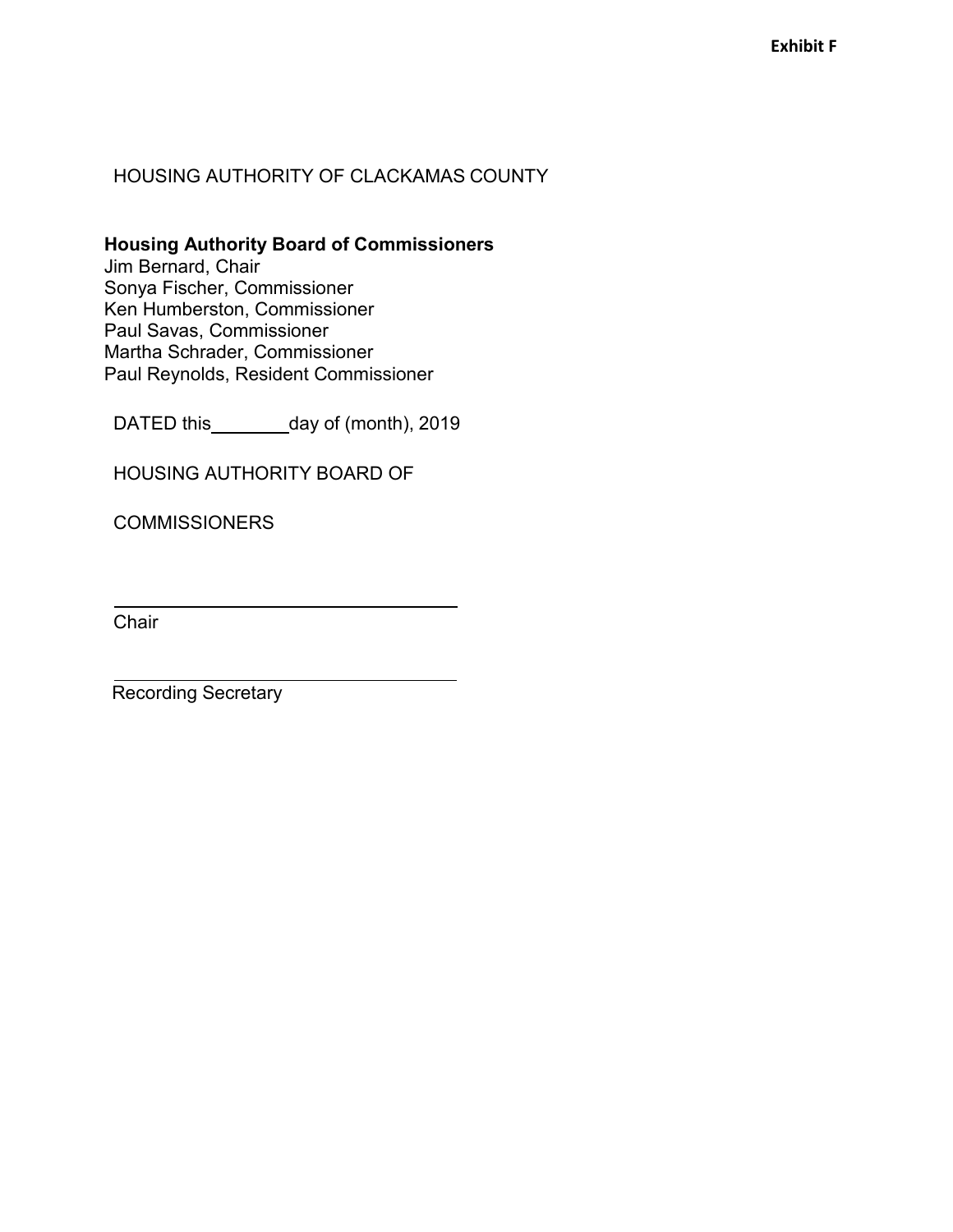**Exhibit F**

HOUSING AUTHORITY OF CLACKAMAS COUNTY

**Housing Authority Board of Commissioners**
Jim Bernard, Chair
Sonya Fischer, Commissioner
Ken Humberston, Commissioner
Paul Savas, Commissioner
Martha Schrader, Commissioner
Paul Reynolds, Resident Commissioner

DATED this ________ day of (month), 2019

HOUSING AUTHORITY BOARD OF

COMMISSIONERS

_________________________________
Chair

_________________________________
Recording Secretary